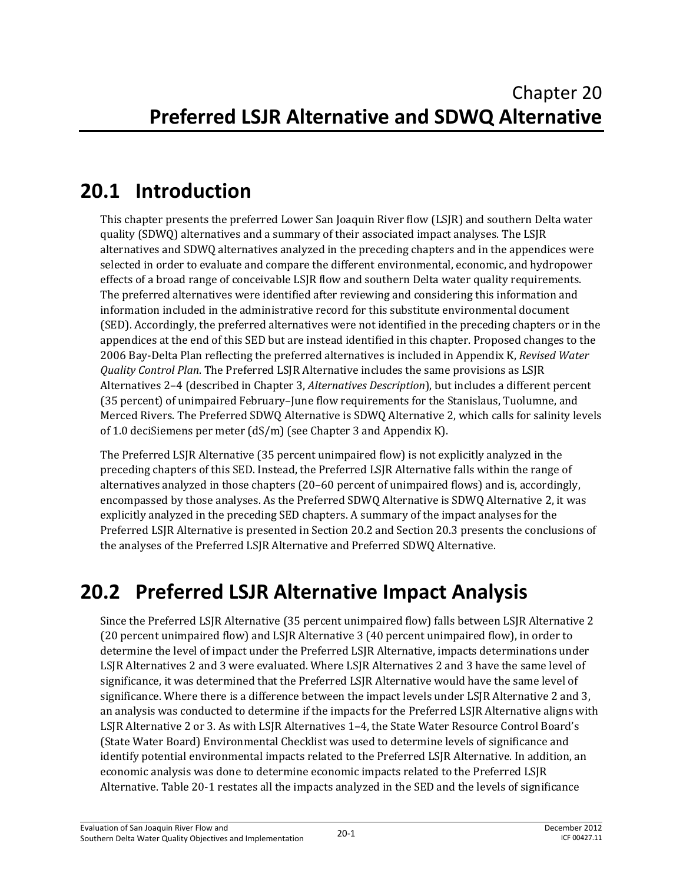# Chapter 20
# Preferred LSJR Alternative and SDWQ Alternative

## 20.1 Introduction

This chapter presents the preferred Lower San Joaquin River flow (LSJR) and southern Delta water quality (SDWQ) alternatives and a summary of their associated impact analyses. The LSJR alternatives and SDWQ alternatives analyzed in the preceding chapters and in the appendices were selected in order to evaluate and compare the different environmental, economic, and hydropower effects of a broad range of conceivable LSJR flow and southern Delta water quality requirements. The preferred alternatives were identified after reviewing and considering this information and information included in the administrative record for this substitute environmental document (SED). Accordingly, the preferred alternatives were not identified in the preceding chapters or in the appendices at the end of this SED but are instead identified in this chapter. Proposed changes to the 2006 Bay-Delta Plan reflecting the preferred alternatives is included in Appendix K, *Revised Water Quality Control Plan*. The Preferred LSJR Alternative includes the same provisions as LSJR Alternatives 2–4 (described in Chapter 3, *Alternatives Description*), but includes a different percent (35 percent) of unimpaired February–June flow requirements for the Stanislaus, Tuolumne, and Merced Rivers. The Preferred SDWQ Alternative is SDWQ Alternative 2, which calls for salinity levels of 1.0 deciSiemens per meter (dS/m) (see Chapter 3 and Appendix K).

The Preferred LSJR Alternative (35 percent unimpaired flow) is not explicitly analyzed in the preceding chapters of this SED. Instead, the Preferred LSJR Alternative falls within the range of alternatives analyzed in those chapters (20–60 percent of unimpaired flows) and is, accordingly, encompassed by those analyses. As the Preferred SDWQ Alternative is SDWQ Alternative 2, it was explicitly analyzed in the preceding SED chapters. A summary of the impact analyses for the Preferred LSJR Alternative is presented in Section 20.2 and Section 20.3 presents the conclusions of the analyses of the Preferred LSJR Alternative and Preferred SDWQ Alternative.

## 20.2 Preferred LSJR Alternative Impact Analysis

Since the Preferred LSJR Alternative (35 percent unimpaired flow) falls between LSJR Alternative 2 (20 percent unimpaired flow) and LSJR Alternative 3 (40 percent unimpaired flow), in order to determine the level of impact under the Preferred LSJR Alternative, impacts determinations under LSJR Alternatives 2 and 3 were evaluated. Where LSJR Alternatives 2 and 3 have the same level of significance, it was determined that the Preferred LSJR Alternative would have the same level of significance. Where there is a difference between the impact levels under LSJR Alternative 2 and 3, an analysis was conducted to determine if the impacts for the Preferred LSJR Alternative aligns with LSJR Alternative 2 or 3. As with LSJR Alternatives 1–4, the State Water Resource Control Board's (State Water Board) Environmental Checklist was used to determine levels of significance and identify potential environmental impacts related to the Preferred LSJR Alternative. In addition, an economic analysis was done to determine economic impacts related to the Preferred LSJR Alternative. Table 20-1 restates all the impacts analyzed in the SED and the levels of significance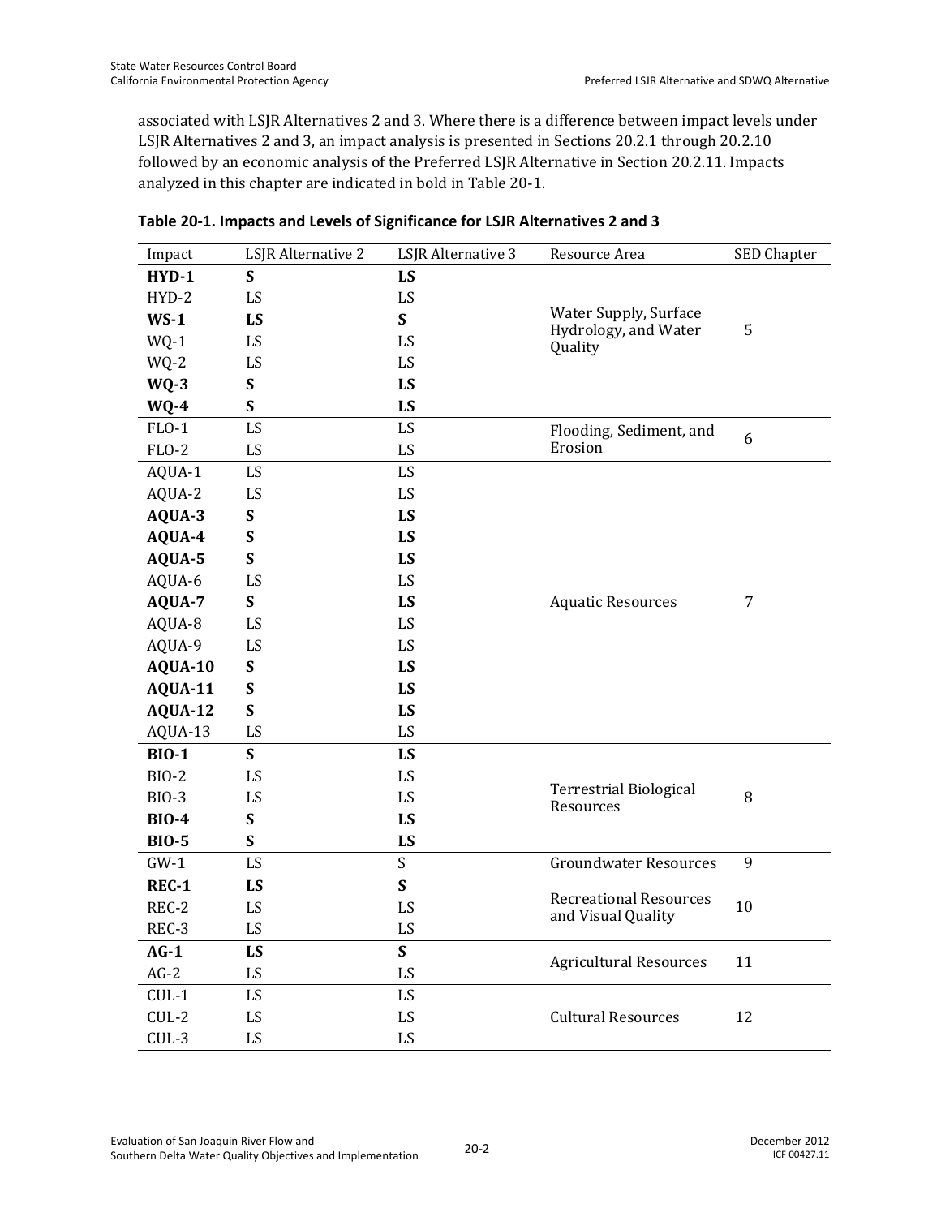associated with LSJR Alternatives 2 and 3. Where there is a difference between impact levels under LSJR Alternatives 2 and 3, an impact analysis is presented in Sections 20.2.1 through 20.2.10 followed by an economic analysis of the Preferred LSJR Alternative in Section 20.2.11. Impacts analyzed in this chapter are indicated in bold in Table 20-1.

**Table 20-1. Impacts and Levels of Significance for LSJR Alternatives 2 and 3**

| Impact | LSJR Alternative 2 | LSJR Alternative 3 | Resource Area | SED Chapter |
|---|---|---|---|---|
| **HYD-1** | **S** | **LS** | Water Supply, Surface Hydrology, and Water Quality | 5 |
| HYD-2 | LS | LS | | |
| **WS-1** | **LS** | **S** | | |
| WQ-1 | LS | LS | | |
| WQ-2 | LS | LS | | |
| **WQ-3** | **S** | **LS** | | |
| **WQ-4** | **S** | **LS** | | |
| FLO-1 | LS | LS | Flooding, Sediment, and Erosion | 6 |
| FLO-2 | LS | LS | | |
| AQUA-1 | LS | LS | Aquatic Resources | 7 |
| AQUA-2 | LS | LS | | |
| **AQUA-3** | **S** | **LS** | | |
| **AQUA-4** | **S** | **LS** | | |
| **AQUA-5** | **S** | **LS** | | |
| AQUA-6 | LS | LS | | |
| **AQUA-7** | **S** | **LS** | | |
| AQUA-8 | LS | LS | | |
| AQUA-9 | LS | LS | | |
| **AQUA-10** | **S** | **LS** | | |
| **AQUA-11** | **S** | **LS** | | |
| **AQUA-12** | **S** | **LS** | | |
| AQUA-13 | LS | LS | | |
| **BIO-1** | **S** | **LS** | Terrestrial Biological Resources | 8 |
| BIO-2 | LS | LS | | |
| BIO-3 | LS | LS | | |
| **BIO-4** | **S** | **LS** | | |
| **BIO-5** | **S** | **LS** | | |
| GW-1 | LS | S | Groundwater Resources | 9 |
| **REC-1** | **LS** | **S** | Recreational Resources and Visual Quality | 10 |
| REC-2 | LS | LS | | |
| REC-3 | LS | LS | | |
| **AG-1** | **LS** | **S** | Agricultural Resources | 11 |
| AG-2 | LS | LS | | |
| CUL-1 | LS | LS | Cultural Resources | 12 |
| CUL-2 | LS | LS | | |
| CUL-3 | LS | LS | | |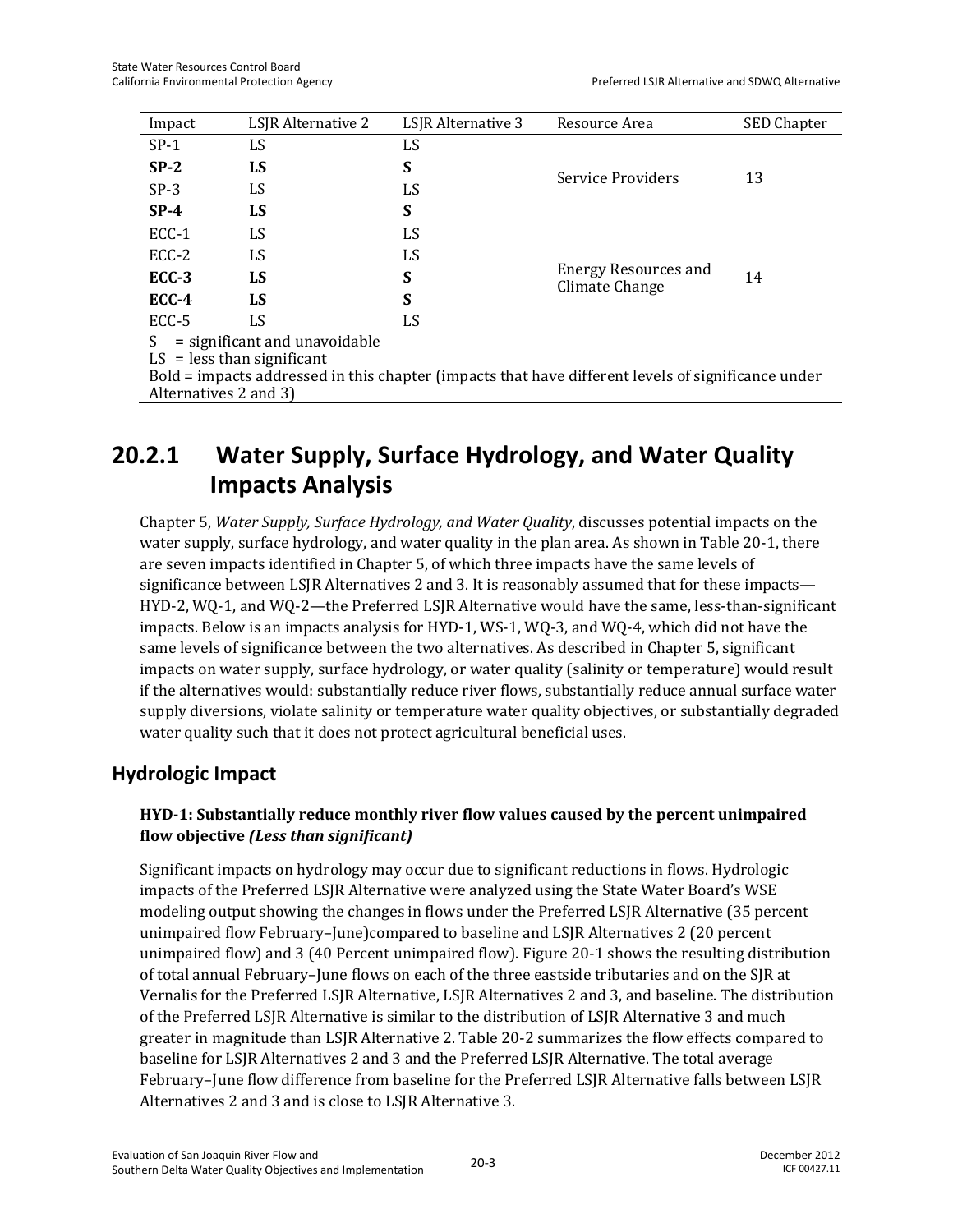| Impact | LSJR Alternative 2 | LSJR Alternative 3 | Resource Area | SED Chapter |
|---|---|---|---|---|
| SP-1 | LS | LS | Service Providers | 13 |
| **SP-2** | **LS** | **S** | | |
| SP-3 | LS | LS | | |
| **SP-4** | **LS** | **S** | | |
| ECC-1 | LS | LS | Energy Resources and Climate Change | 14 |
| ECC-2 | LS | LS | | |
| **ECC-3** | **LS** | **S** | | |
| **ECC-4** | **LS** | **S** | | |
| ECC-5 | LS | LS | | |

S = significant and unavoidable
LS = less than significant
Bold = impacts addressed in this chapter (impacts that have different levels of significance under Alternatives 2 and 3)

## 20.2.1 Water Supply, Surface Hydrology, and Water Quality Impacts Analysis

Chapter 5, *Water Supply, Surface Hydrology, and Water Quality*, discusses potential impacts on the water supply, surface hydrology, and water quality in the plan area. As shown in Table 20-1, there are seven impacts identified in Chapter 5, of which three impacts have the same levels of significance between LSJR Alternatives 2 and 3. It is reasonably assumed that for these impacts—HYD-2, WQ-1, and WQ-2—the Preferred LSJR Alternative would have the same, less-than-significant impacts. Below is an impacts analysis for HYD-1, WS-1, WQ-3, and WQ-4, which did not have the same levels of significance between the two alternatives. As described in Chapter 5, significant impacts on water supply, surface hydrology, or water quality (salinity or temperature) would result if the alternatives would: substantially reduce river flows, substantially reduce annual surface water supply diversions, violate salinity or temperature water quality objectives, or substantially degraded water quality such that it does not protect agricultural beneficial uses.

### Hydrologic Impact

**HYD-1: Substantially reduce monthly river flow values caused by the percent unimpaired flow objective *(Less than significant)***

Significant impacts on hydrology may occur due to significant reductions in flows. Hydrologic impacts of the Preferred LSJR Alternative were analyzed using the State Water Board's WSE modeling output showing the changes in flows under the Preferred LSJR Alternative (35 percent unimpaired flow February–June)compared to baseline and LSJR Alternatives 2 (20 percent unimpaired flow) and 3 (40 Percent unimpaired flow). Figure 20-1 shows the resulting distribution of total annual February–June flows on each of the three eastside tributaries and on the SJR at Vernalis for the Preferred LSJR Alternative, LSJR Alternatives 2 and 3, and baseline. The distribution of the Preferred LSJR Alternative is similar to the distribution of LSJR Alternative 3 and much greater in magnitude than LSJR Alternative 2. Table 20-2 summarizes the flow effects compared to baseline for LSJR Alternatives 2 and 3 and the Preferred LSJR Alternative. The total average February–June flow difference from baseline for the Preferred LSJR Alternative falls between LSJR Alternatives 2 and 3 and is close to LSJR Alternative 3.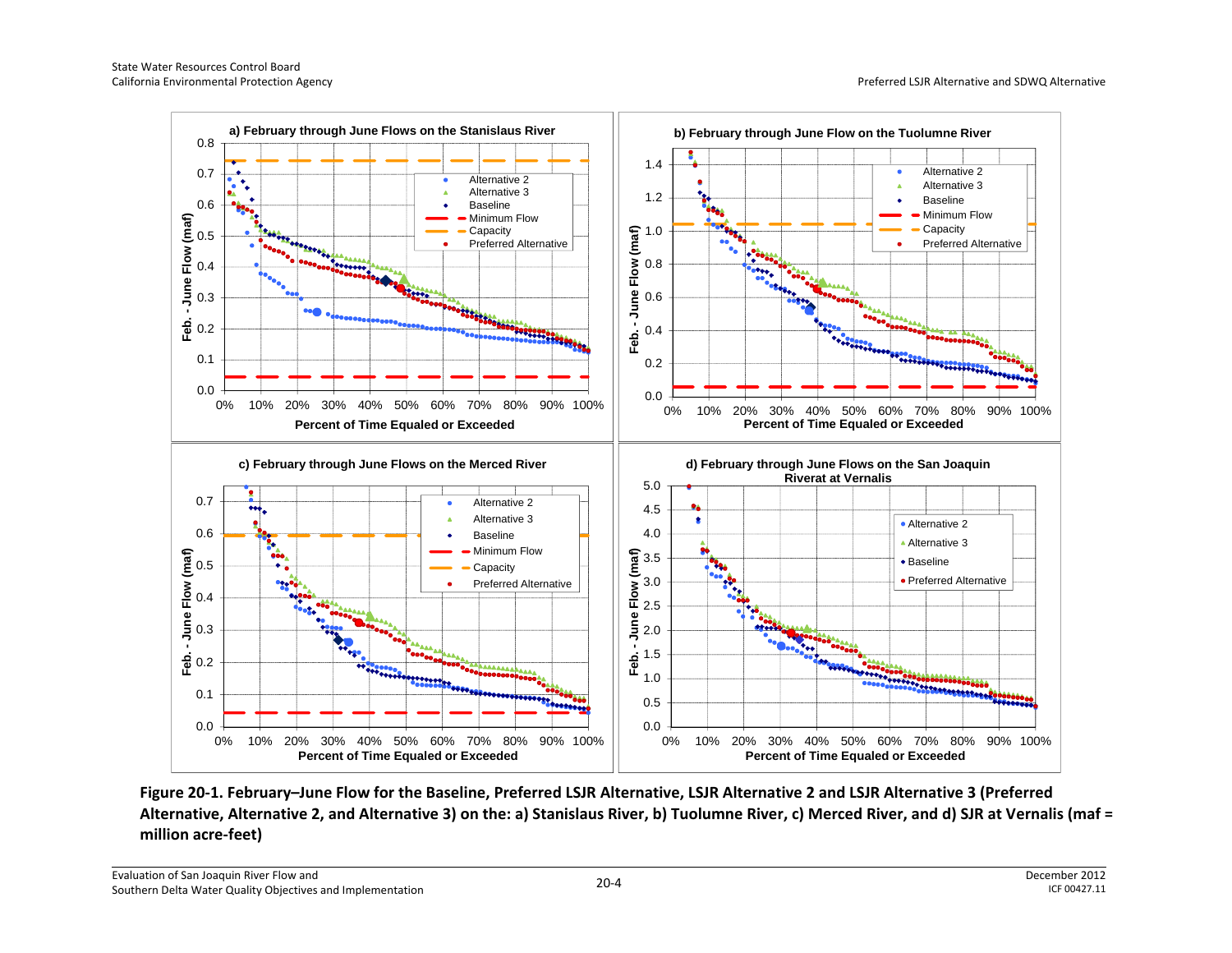**Figure 20-1. February–June Flow for the Baseline, Preferred LSJR Alternative, LSJR Alternative 2 and LSJR Alternative 3 (Preferred Alternative, Alternative 2, and Alternative 3) on the: a) Stanislaus River, b) Tuolumne River, c) Merced River, and d) SJR at Vernalis (maf = million acre-feet)**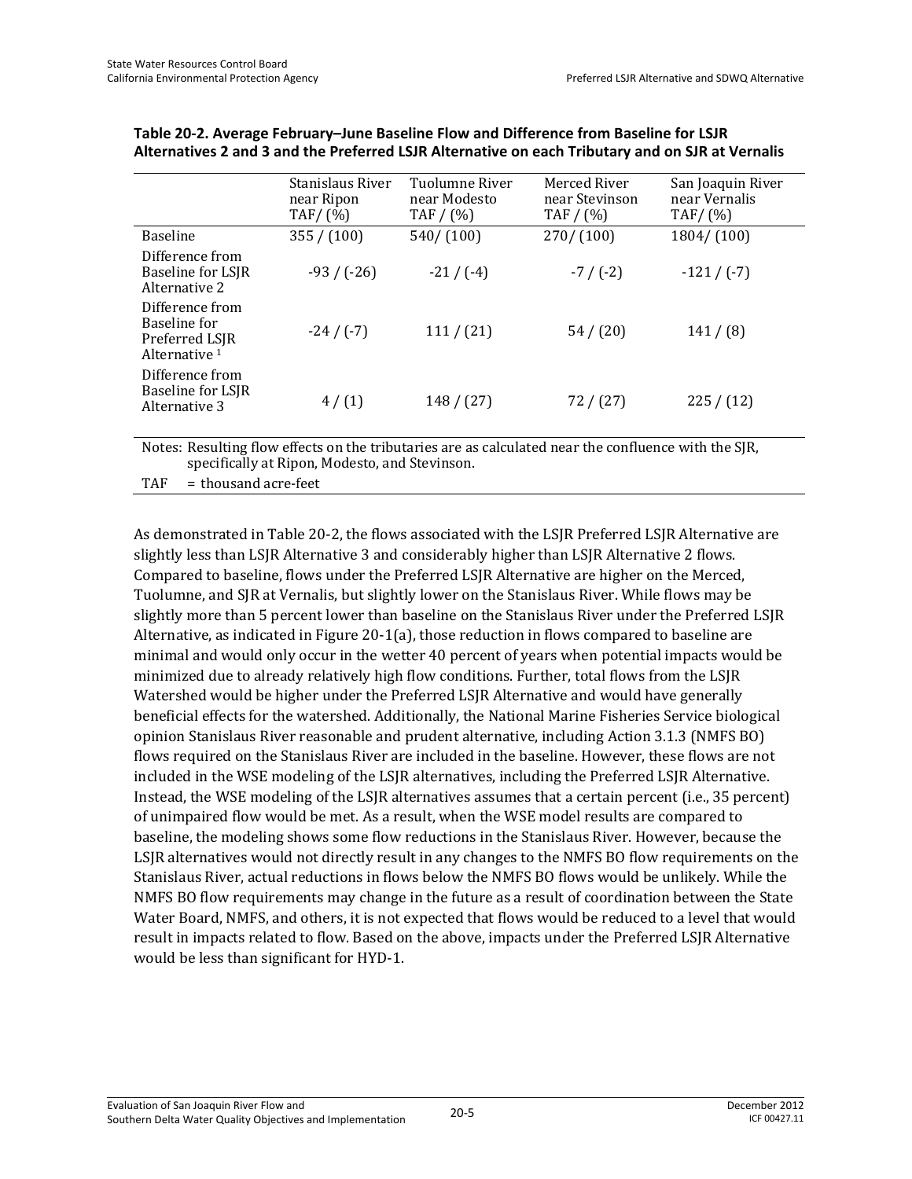**Table 20-2. Average February–June Baseline Flow and Difference from Baseline for LSJR Alternatives 2 and 3 and the Preferred LSJR Alternative on each Tributary and on SJR at Vernalis**

| | Stanislaus River near Ripon TAF/ (%) | Tuolumne River near Modesto TAF / (%) | Merced River near Stevinson TAF / (%) | San Joaquin River near Vernalis TAF/ (%) |
|---|---|---|---|---|
| Baseline | 355 / (100) | 540/ (100) | 270/ (100) | 1804/ (100) |
| Difference from Baseline for LSJR Alternative 2 | -93 / (-26) | -21 / (-4) | -7 / (-2) | -121 / (-7) |
| Difference from Baseline for Preferred LSJR Alternative [1] | -24 / (-7) | 111 / (21) | 54 / (20) | 141 / (8) |
| Difference from Baseline for LSJR Alternative 3 | 4 / (1) | 148 / (27) | 72 / (27) | 225 / (12) |

Notes: Resulting flow effects on the tributaries are as calculated near the confluence with the SJR, specifically at Ripon, Modesto, and Stevinson.

TAF = thousand acre-feet

As demonstrated in Table 20-2, the flows associated with the LSJR Preferred LSJR Alternative are slightly less than LSJR Alternative 3 and considerably higher than LSJR Alternative 2 flows. Compared to baseline, flows under the Preferred LSJR Alternative are higher on the Merced, Tuolumne, and SJR at Vernalis, but slightly lower on the Stanislaus River. While flows may be slightly more than 5 percent lower than baseline on the Stanislaus River under the Preferred LSJR Alternative, as indicated in Figure 20-1(a), those reduction in flows compared to baseline are minimal and would only occur in the wetter 40 percent of years when potential impacts would be minimized due to already relatively high flow conditions. Further, total flows from the LSJR Watershed would be higher under the Preferred LSJR Alternative and would have generally beneficial effects for the watershed. Additionally, the National Marine Fisheries Service biological opinion Stanislaus River reasonable and prudent alternative, including Action 3.1.3 (NMFS BO) flows required on the Stanislaus River are included in the baseline. However, these flows are not included in the WSE modeling of the LSJR alternatives, including the Preferred LSJR Alternative. Instead, the WSE modeling of the LSJR alternatives assumes that a certain percent (i.e., 35 percent) of unimpaired flow would be met. As a result, when the WSE model results are compared to baseline, the modeling shows some flow reductions in the Stanislaus River. However, because the LSJR alternatives would not directly result in any changes to the NMFS BO flow requirements on the Stanislaus River, actual reductions in flows below the NMFS BO flows would be unlikely. While the NMFS BO flow requirements may change in the future as a result of coordination between the State Water Board, NMFS, and others, it is not expected that flows would be reduced to a level that would result in impacts related to flow. Based on the above, impacts under the Preferred LSJR Alternative would be less than significant for HYD-1.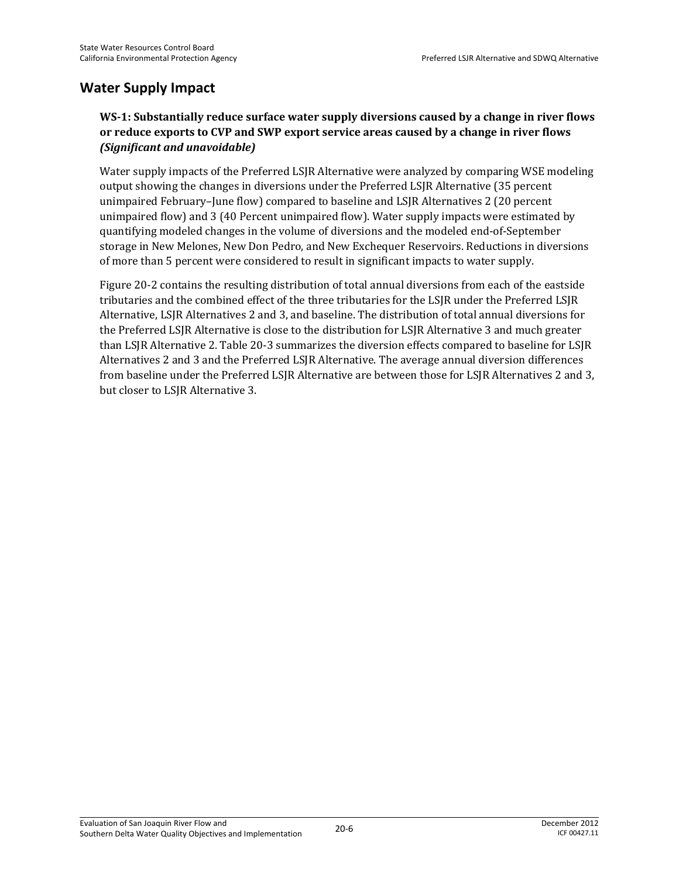## Water Supply Impact

**WS-1: Substantially reduce surface water supply diversions caused by a change in river flows or reduce exports to CVP and SWP export service areas caused by a change in river flows *(Significant and unavoidable)***

Water supply impacts of the Preferred LSJR Alternative were analyzed by comparing WSE modeling output showing the changes in diversions under the Preferred LSJR Alternative (35 percent unimpaired February–June flow) compared to baseline and LSJR Alternatives 2 (20 percent unimpaired flow) and 3 (40 Percent unimpaired flow). Water supply impacts were estimated by quantifying modeled changes in the volume of diversions and the modeled end-of-September storage in New Melones, New Don Pedro, and New Exchequer Reservoirs. Reductions in diversions of more than 5 percent were considered to result in significant impacts to water supply.

Figure 20-2 contains the resulting distribution of total annual diversions from each of the eastside tributaries and the combined effect of the three tributaries for the LSJR under the Preferred LSJR Alternative, LSJR Alternatives 2 and 3, and baseline. The distribution of total annual diversions for the Preferred LSJR Alternative is close to the distribution for LSJR Alternative 3 and much greater than LSJR Alternative 2. Table 20-3 summarizes the diversion effects compared to baseline for LSJR Alternatives 2 and 3 and the Preferred LSJR Alternative. The average annual diversion differences from baseline under the Preferred LSJR Alternative are between those for LSJR Alternatives 2 and 3, but closer to LSJR Alternative 3.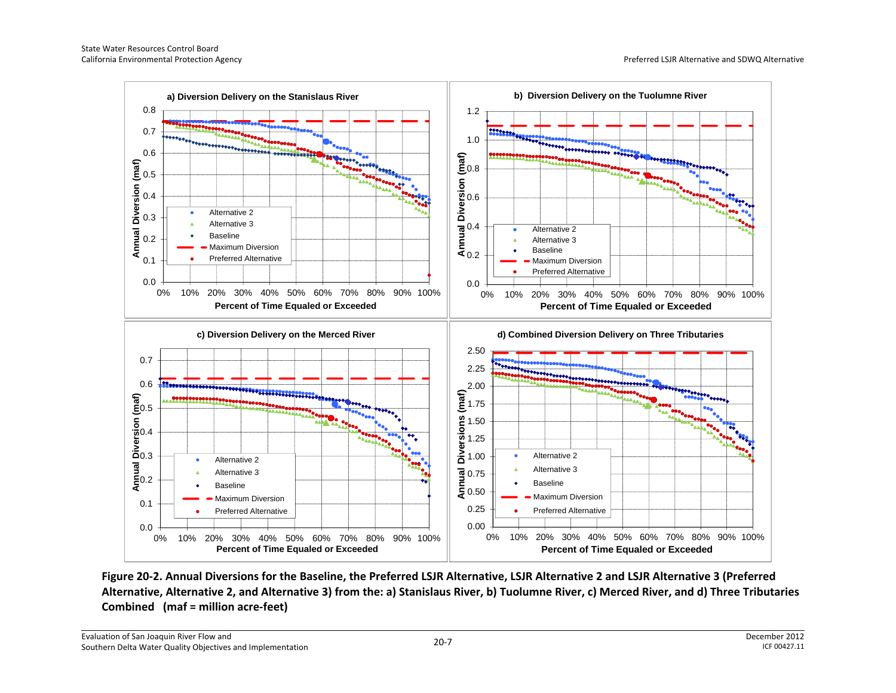a) Diversion Delivery on the Stanislaus River

b) Diversion Delivery on the Tuolumne River

c) Diversion Delivery on the Merced River

d) Combined Diversion Delivery on Three Tributaries

**Figure 20-2. Annual Diversions for the Baseline, the Preferred LSJR Alternative, LSJR Alternative 2 and LSJR Alternative 3 (Preferred Alternative, Alternative 2, and Alternative 3) from the: a) Stanislaus River, b) Tuolumne River, c) Merced River, and d) Three Tributaries Combined (maf = million acre-feet)**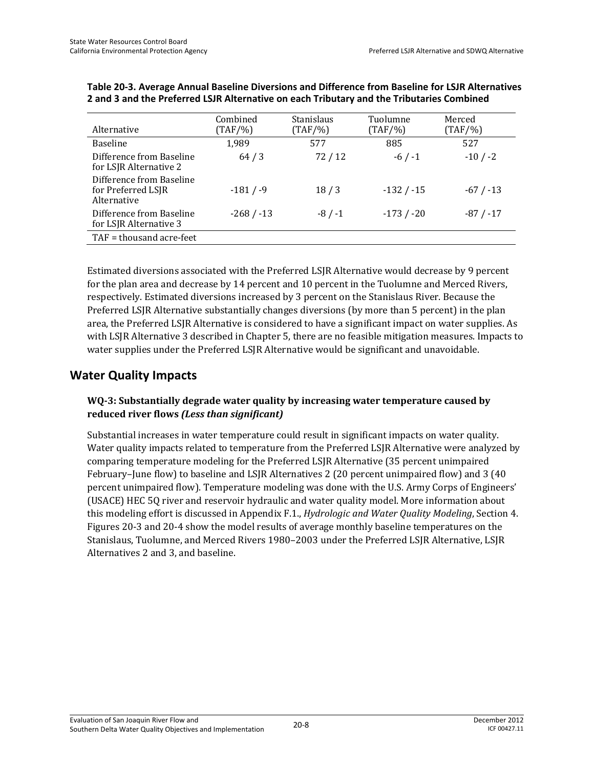**Table 20-3. Average Annual Baseline Diversions and Difference from Baseline for LSJR Alternatives 2 and 3 and the Preferred LSJR Alternative on each Tributary and the Tributaries Combined**

| Alternative | Combined (TAF/%) | Stanislaus (TAF/%) | Tuolumne (TAF/%) | Merced (TAF/%) |
|---|---|---|---|---|
| Baseline | 1,989 | 577 | 885 | 527 |
| Difference from Baseline for LSJR Alternative 2 | 64 / 3 | 72 / 12 | -6 / -1 | -10 / -2 |
| Difference from Baseline for Preferred LSJR Alternative | -181 / -9 | 18 / 3 | -132 / -15 | -67 / -13 |
| Difference from Baseline for LSJR Alternative 3 | -268 / -13 | -8 / -1 | -173 / -20 | -87 / -17 |

TAF = thousand acre-feet

Estimated diversions associated with the Preferred LSJR Alternative would decrease by 9 percent for the plan area and decrease by 14 percent and 10 percent in the Tuolumne and Merced Rivers, respectively. Estimated diversions increased by 3 percent on the Stanislaus River. Because the Preferred LSJR Alternative substantially changes diversions (by more than 5 percent) in the plan area, the Preferred LSJR Alternative is considered to have a significant impact on water supplies. As with LSJR Alternative 3 described in Chapter 5, there are no feasible mitigation measures. Impacts to water supplies under the Preferred LSJR Alternative would be significant and unavoidable.

## Water Quality Impacts

### WQ-3: Substantially degrade water quality by increasing water temperature caused by reduced river flows *(Less than significant)*

Substantial increases in water temperature could result in significant impacts on water quality. Water quality impacts related to temperature from the Preferred LSJR Alternative were analyzed by comparing temperature modeling for the Preferred LSJR Alternative (35 percent unimpaired February–June flow) to baseline and LSJR Alternatives 2 (20 percent unimpaired flow) and 3 (40 percent unimpaired flow). Temperature modeling was done with the U.S. Army Corps of Engineers' (USACE) HEC 5Q river and reservoir hydraulic and water quality model. More information about this modeling effort is discussed in Appendix F.1., *Hydrologic and Water Quality Modeling*, Section 4. Figures 20-3 and 20-4 show the model results of average monthly baseline temperatures on the Stanislaus, Tuolumne, and Merced Rivers 1980–2003 under the Preferred LSJR Alternative, LSJR Alternatives 2 and 3, and baseline.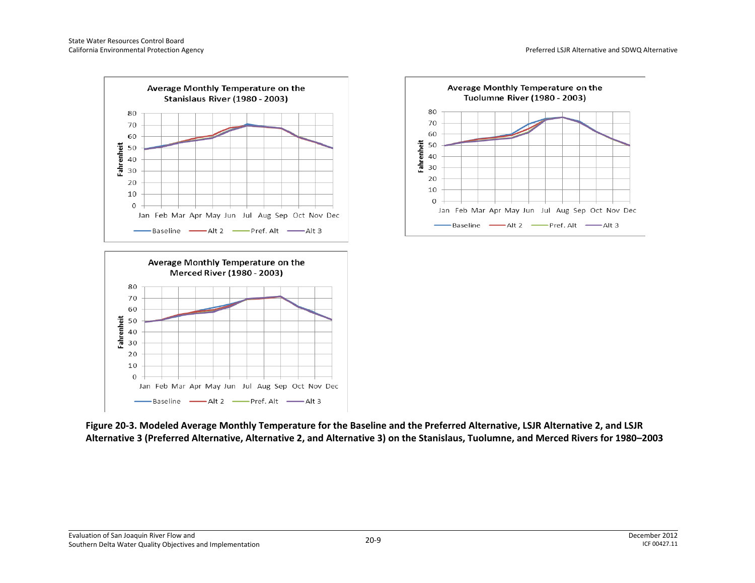**Figure 20-3. Modeled Average Monthly Temperature for the Baseline and the Preferred Alternative, LSJR Alternative 2, and LSJR Alternative 3 (Preferred Alternative, Alternative 2, and Alternative 3) on the Stanislaus, Tuolumne, and Merced Rivers for 1980–2003**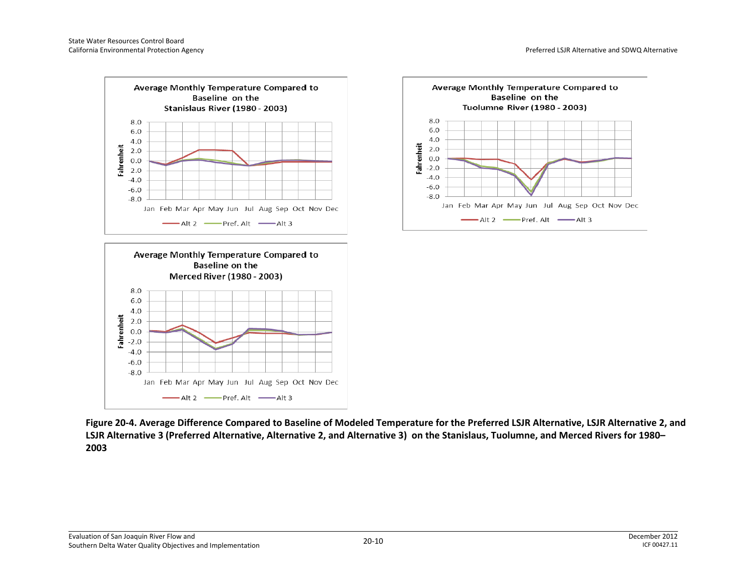Average Monthly Temperature Compared to Baseline on the Stanislaus River (1980 - 2003)

Average Monthly Temperature Compared to Baseline on the Tuolumne River (1980 - 2003)

Average Monthly Temperature Compared to Baseline on the Merced River (1980 - 2003)

**Figure 20-4. Average Difference Compared to Baseline of Modeled Temperature for the Preferred LSJR Alternative, LSJR Alternative 2, and LSJR Alternative 3 (Preferred Alternative, Alternative 2, and Alternative 3) on the Stanislaus, Tuolumne, and Merced Rivers for 1980–2003**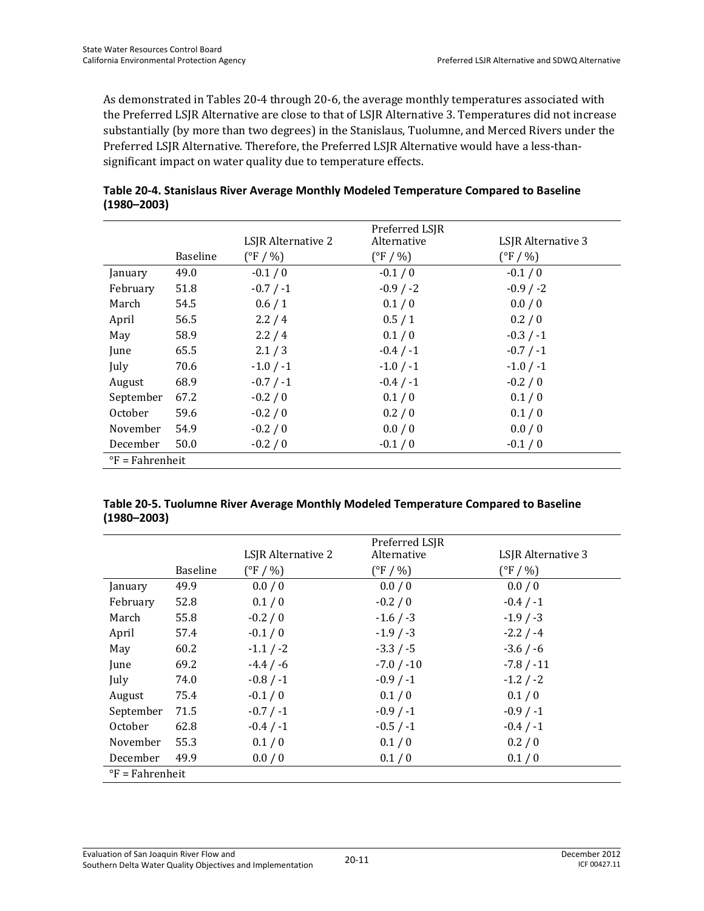As demonstrated in Tables 20-4 through 20-6, the average monthly temperatures associated with the Preferred LSJR Alternative are close to that of LSJR Alternative 3. Temperatures did not increase substantially (by more than two degrees) in the Stanislaus, Tuolumne, and Merced Rivers under the Preferred LSJR Alternative. Therefore, the Preferred LSJR Alternative would have a less-than-significant impact on water quality due to temperature effects.

**Table 20-4. Stanislaus River Average Monthly Modeled Temperature Compared to Baseline (1980–2003)**

| | Baseline | LSJR Alternative 2 (°F / %) | Preferred LSJR Alternative (°F / %) | LSJR Alternative 3 (°F / %) |
|---|---|---|---|---|
| January | 49.0 | -0.1 / 0 | -0.1 / 0 | -0.1 / 0 |
| February | 51.8 | -0.7 / -1 | -0.9 / -2 | -0.9 / -2 |
| March | 54.5 | 0.6 / 1 | 0.1 / 0 | 0.0 / 0 |
| April | 56.5 | 2.2 / 4 | 0.5 / 1 | 0.2 / 0 |
| May | 58.9 | 2.2 / 4 | 0.1 / 0 | -0.3 / -1 |
| June | 65.5 | 2.1 / 3 | -0.4 / -1 | -0.7 / -1 |
| July | 70.6 | -1.0 / -1 | -1.0 / -1 | -1.0 / -1 |
| August | 68.9 | -0.7 / -1 | -0.4 / -1 | -0.2 / 0 |
| September | 67.2 | -0.2 / 0 | 0.1 / 0 | 0.1 / 0 |
| October | 59.6 | -0.2 / 0 | 0.2 / 0 | 0.1 / 0 |
| November | 54.9 | -0.2 / 0 | 0.0 / 0 | 0.0 / 0 |
| December | 50.0 | -0.2 / 0 | -0.1 / 0 | -0.1 / 0 |

°F = Fahrenheit

**Table 20-5. Tuolumne River Average Monthly Modeled Temperature Compared to Baseline (1980–2003)**

| | Baseline | LSJR Alternative 2 (°F / %) | Preferred LSJR Alternative (°F / %) | LSJR Alternative 3 (°F / %) |
|---|---|---|---|---|
| January | 49.9 | 0.0 / 0 | 0.0 / 0 | 0.0 / 0 |
| February | 52.8 | 0.1 / 0 | -0.2 / 0 | -0.4 / -1 |
| March | 55.8 | -0.2 / 0 | -1.6 / -3 | -1.9 / -3 |
| April | 57.4 | -0.1 / 0 | -1.9 / -3 | -2.2 / -4 |
| May | 60.2 | -1.1 / -2 | -3.3 / -5 | -3.6 / -6 |
| June | 69.2 | -4.4 / -6 | -7.0 / -10 | -7.8 / -11 |
| July | 74.0 | -0.8 / -1 | -0.9 / -1 | -1.2 / -2 |
| August | 75.4 | -0.1 / 0 | 0.1 / 0 | 0.1 / 0 |
| September | 71.5 | -0.7 / -1 | -0.9 / -1 | -0.9 / -1 |
| October | 62.8 | -0.4 / -1 | -0.5 / -1 | -0.4 / -1 |
| November | 55.3 | 0.1 / 0 | 0.1 / 0 | 0.2 / 0 |
| December | 49.9 | 0.0 / 0 | 0.1 / 0 | 0.1 / 0 |

°F = Fahrenheit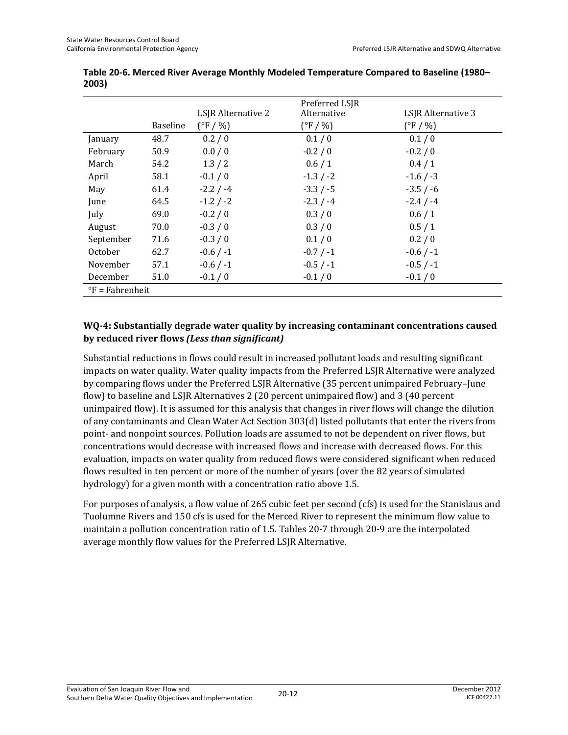**Table 20-6. Merced River Average Monthly Modeled Temperature Compared to Baseline (1980–2003)**

| | Baseline | LSJR Alternative 2 (°F / %) | Preferred LSJR Alternative (°F / %) | LSJR Alternative 3 (°F / %) |
|---|---|---|---|---|
| January | 48.7 | 0.2 / 0 | 0.1 / 0 | 0.1 / 0 |
| February | 50.9 | 0.0 / 0 | -0.2 / 0 | -0.2 / 0 |
| March | 54.2 | 1.3 / 2 | 0.6 / 1 | 0.4 / 1 |
| April | 58.1 | -0.1 / 0 | -1.3 / -2 | -1.6 / -3 |
| May | 61.4 | -2.2 / -4 | -3.3 / -5 | -3.5 / -6 |
| June | 64.5 | -1.2 / -2 | -2.3 / -4 | -2.4 / -4 |
| July | 69.0 | -0.2 / 0 | 0.3 / 0 | 0.6 / 1 |
| August | 70.0 | -0.3 / 0 | 0.3 / 0 | 0.5 / 1 |
| September | 71.6 | -0.3 / 0 | 0.1 / 0 | 0.2 / 0 |
| October | 62.7 | -0.6 / -1 | -0.7 / -1 | -0.6 / -1 |
| November | 57.1 | -0.6 / -1 | -0.5 / -1 | -0.5 / -1 |
| December | 51.0 | -0.1 / 0 | -0.1 / 0 | -0.1 / 0 |

°F = Fahrenheit

### WQ-4: Substantially degrade water quality by increasing contaminant concentrations caused by reduced river flows *(Less than significant)*

Substantial reductions in flows could result in increased pollutant loads and resulting significant impacts on water quality. Water quality impacts from the Preferred LSJR Alternative were analyzed by comparing flows under the Preferred LSJR Alternative (35 percent unimpaired February–June flow) to baseline and LSJR Alternatives 2 (20 percent unimpaired flow) and 3 (40 percent unimpaired flow). It is assumed for this analysis that changes in river flows will change the dilution of any contaminants and Clean Water Act Section 303(d) listed pollutants that enter the rivers from point- and nonpoint sources. Pollution loads are assumed to not be dependent on river flows, but concentrations would decrease with increased flows and increase with decreased flows. For this evaluation, impacts on water quality from reduced flows were considered significant when reduced flows resulted in ten percent or more of the number of years (over the 82 years of simulated hydrology) for a given month with a concentration ratio above 1.5.

For purposes of analysis, a flow value of 265 cubic feet per second (cfs) is used for the Stanislaus and Tuolumne Rivers and 150 cfs is used for the Merced River to represent the minimum flow value to maintain a pollution concentration ratio of 1.5. Tables 20-7 through 20-9 are the interpolated average monthly flow values for the Preferred LSJR Alternative.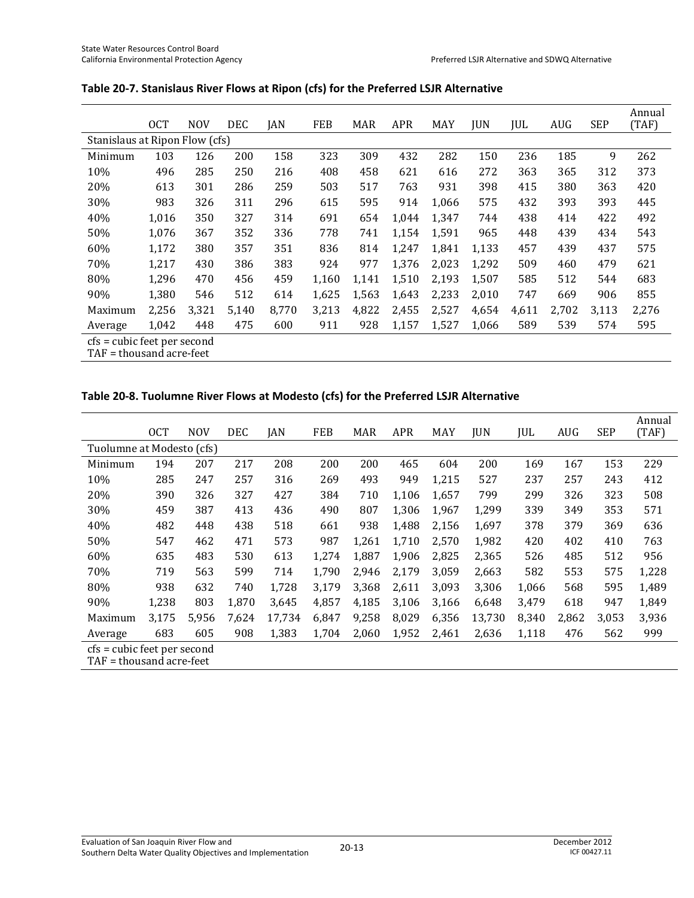**Table 20-7. Stanislaus River Flows at Ripon (cfs) for the Preferred LSJR Alternative**

| | OCT | NOV | DEC | JAN | FEB | MAR | APR | MAY | JUN | JUL | AUG | SEP | Annual (TAF) |
|---|---|---|---|---|---|---|---|---|---|---|---|---|---|
| Stanislaus at Ripon Flow (cfs) | | | | | | | | | | | | | |
| Minimum | 103 | 126 | 200 | 158 | 323 | 309 | 432 | 282 | 150 | 236 | 185 | 9 | 262 |
| 10% | 496 | 285 | 250 | 216 | 408 | 458 | 621 | 616 | 272 | 363 | 365 | 312 | 373 |
| 20% | 613 | 301 | 286 | 259 | 503 | 517 | 763 | 931 | 398 | 415 | 380 | 363 | 420 |
| 30% | 983 | 326 | 311 | 296 | 615 | 595 | 914 | 1,066 | 575 | 432 | 393 | 393 | 445 |
| 40% | 1,016 | 350 | 327 | 314 | 691 | 654 | 1,044 | 1,347 | 744 | 438 | 414 | 422 | 492 |
| 50% | 1,076 | 367 | 352 | 336 | 778 | 741 | 1,154 | 1,591 | 965 | 448 | 439 | 434 | 543 |
| 60% | 1,172 | 380 | 357 | 351 | 836 | 814 | 1,247 | 1,841 | 1,133 | 457 | 439 | 437 | 575 |
| 70% | 1,217 | 430 | 386 | 383 | 924 | 977 | 1,376 | 2,023 | 1,292 | 509 | 460 | 479 | 621 |
| 80% | 1,296 | 470 | 456 | 459 | 1,160 | 1,141 | 1,510 | 2,193 | 1,507 | 585 | 512 | 544 | 683 |
| 90% | 1,380 | 546 | 512 | 614 | 1,625 | 1,563 | 1,643 | 2,233 | 2,010 | 747 | 669 | 906 | 855 |
| Maximum | 2,256 | 3,321 | 5,140 | 8,770 | 3,213 | 4,822 | 2,455 | 2,527 | 4,654 | 4,611 | 2,702 | 3,113 | 2,276 |
| Average | 1,042 | 448 | 475 | 600 | 911 | 928 | 1,157 | 1,527 | 1,066 | 589 | 539 | 574 | 595 |

cfs = cubic feet per second
TAF = thousand acre-feet

**Table 20-8. Tuolumne River Flows at Modesto (cfs) for the Preferred LSJR Alternative**

| | OCT | NOV | DEC | JAN | FEB | MAR | APR | MAY | JUN | JUL | AUG | SEP | Annual (TAF) |
|---|---|---|---|---|---|---|---|---|---|---|---|---|---|
| Tuolumne at Modesto (cfs) | | | | | | | | | | | | | |
| Minimum | 194 | 207 | 217 | 208 | 200 | 200 | 465 | 604 | 200 | 169 | 167 | 153 | 229 |
| 10% | 285 | 247 | 257 | 316 | 269 | 493 | 949 | 1,215 | 527 | 237 | 257 | 243 | 412 |
| 20% | 390 | 326 | 327 | 427 | 384 | 710 | 1,106 | 1,657 | 799 | 299 | 326 | 323 | 508 |
| 30% | 459 | 387 | 413 | 436 | 490 | 807 | 1,306 | 1,967 | 1,299 | 339 | 349 | 353 | 571 |
| 40% | 482 | 448 | 438 | 518 | 661 | 938 | 1,488 | 2,156 | 1,697 | 378 | 379 | 369 | 636 |
| 50% | 547 | 462 | 471 | 573 | 987 | 1,261 | 1,710 | 2,570 | 1,982 | 420 | 402 | 410 | 763 |
| 60% | 635 | 483 | 530 | 613 | 1,274 | 1,887 | 1,906 | 2,825 | 2,365 | 526 | 485 | 512 | 956 |
| 70% | 719 | 563 | 599 | 714 | 1,790 | 2,946 | 2,179 | 3,059 | 2,663 | 582 | 553 | 575 | 1,228 |
| 80% | 938 | 632 | 740 | 1,728 | 3,179 | 3,368 | 2,611 | 3,093 | 3,306 | 1,066 | 568 | 595 | 1,489 |
| 90% | 1,238 | 803 | 1,870 | 3,645 | 4,857 | 4,185 | 3,106 | 3,166 | 6,648 | 3,479 | 618 | 947 | 1,849 |
| Maximum | 3,175 | 5,956 | 7,624 | 17,734 | 6,847 | 9,258 | 8,029 | 6,356 | 13,730 | 8,340 | 2,862 | 3,053 | 3,936 |
| Average | 683 | 605 | 908 | 1,383 | 1,704 | 2,060 | 1,952 | 2,461 | 2,636 | 1,118 | 476 | 562 | 999 |

cfs = cubic feet per second
TAF = thousand acre-feet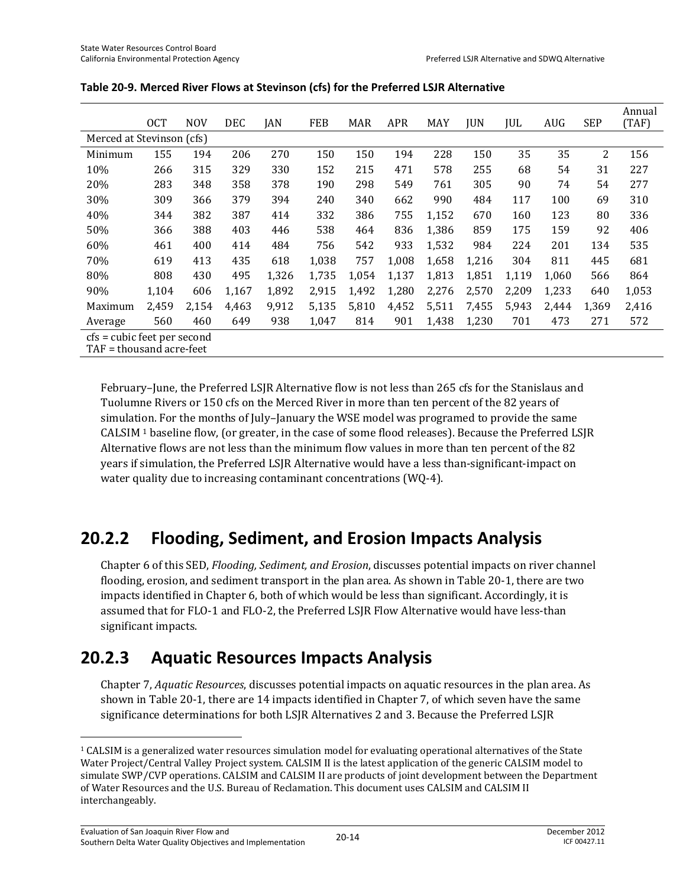**Table 20-9. Merced River Flows at Stevinson (cfs) for the Preferred LSJR Alternative**

| | OCT | NOV | DEC | JAN | FEB | MAR | APR | MAY | JUN | JUL | AUG | SEP | Annual (TAF) |
|---|---|---|---|---|---|---|---|---|---|---|---|---|---|
| Merced at Stevinson (cfs) | | | | | | | | | | | | | |
| Minimum | 155 | 194 | 206 | 270 | 150 | 150 | 194 | 228 | 150 | 35 | 35 | 2 | 156 |
| 10% | 266 | 315 | 329 | 330 | 152 | 215 | 471 | 578 | 255 | 68 | 54 | 31 | 227 |
| 20% | 283 | 348 | 358 | 378 | 190 | 298 | 549 | 761 | 305 | 90 | 74 | 54 | 277 |
| 30% | 309 | 366 | 379 | 394 | 240 | 340 | 662 | 990 | 484 | 117 | 100 | 69 | 310 |
| 40% | 344 | 382 | 387 | 414 | 332 | 386 | 755 | 1,152 | 670 | 160 | 123 | 80 | 336 |
| 50% | 366 | 388 | 403 | 446 | 538 | 464 | 836 | 1,386 | 859 | 175 | 159 | 92 | 406 |
| 60% | 461 | 400 | 414 | 484 | 756 | 542 | 933 | 1,532 | 984 | 224 | 201 | 134 | 535 |
| 70% | 619 | 413 | 435 | 618 | 1,038 | 757 | 1,008 | 1,658 | 1,216 | 304 | 811 | 445 | 681 |
| 80% | 808 | 430 | 495 | 1,326 | 1,735 | 1,054 | 1,137 | 1,813 | 1,851 | 1,119 | 1,060 | 566 | 864 |
| 90% | 1,104 | 606 | 1,167 | 1,892 | 2,915 | 1,492 | 1,280 | 2,276 | 2,570 | 2,209 | 1,233 | 640 | 1,053 |
| Maximum | 2,459 | 2,154 | 4,463 | 9,912 | 5,135 | 5,810 | 4,452 | 5,511 | 7,455 | 5,943 | 2,444 | 1,369 | 2,416 |
| Average | 560 | 460 | 649 | 938 | 1,047 | 814 | 901 | 1,438 | 1,230 | 701 | 473 | 271 | 572 |

cfs = cubic feet per second
TAF = thousand acre-feet

February–June, the Preferred LSJR Alternative flow is not less than 265 cfs for the Stanislaus and Tuolumne Rivers or 150 cfs on the Merced River in more than ten percent of the 82 years of simulation. For the months of July–January the WSE model was programed to provide the same CALSIM [1] baseline flow, (or greater, in the case of some flood releases). Because the Preferred LSJR Alternative flows are not less than the minimum flow values in more than ten percent of the 82 years if simulation, the Preferred LSJR Alternative would have a less than-significant-impact on water quality due to increasing contaminant concentrations (WQ-4).

## 20.2.2 Flooding, Sediment, and Erosion Impacts Analysis

Chapter 6 of this SED, *Flooding, Sediment, and Erosion*, discusses potential impacts on river channel flooding, erosion, and sediment transport in the plan area. As shown in Table 20-1, there are two impacts identified in Chapter 6, both of which would be less than significant. Accordingly, it is assumed that for FLO-1 and FLO-2, the Preferred LSJR Flow Alternative would have less-than significant impacts.

## 20.2.3 Aquatic Resources Impacts Analysis

Chapter 7, *Aquatic Resources*, discusses potential impacts on aquatic resources in the plan area. As shown in Table 20-1, there are 14 impacts identified in Chapter 7, of which seven have the same significance determinations for both LSJR Alternatives 2 and 3. Because the Preferred LSJR

[1] CALSIM is a generalized water resources simulation model for evaluating operational alternatives of the State Water Project/Central Valley Project system. CALSIM II is the latest application of the generic CALSIM model to simulate SWP/CVP operations. CALSIM and CALSIM II are products of joint development between the Department of Water Resources and the U.S. Bureau of Reclamation. This document uses CALSIM and CALSIM II interchangeably.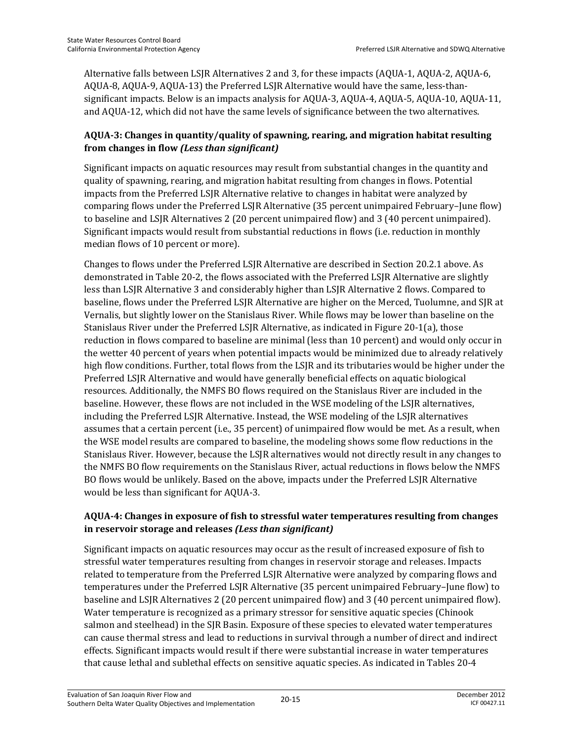Alternative falls between LSJR Alternatives 2 and 3, for these impacts (AQUA-1, AQUA-2, AQUA-6, AQUA-8, AQUA-9, AQUA-13) the Preferred LSJR Alternative would have the same, less-than-significant impacts. Below is an impacts analysis for AQUA-3, AQUA-4, AQUA-5, AQUA-10, AQUA-11, and AQUA-12, which did not have the same levels of significance between the two alternatives.

### AQUA-3: Changes in quantity/quality of spawning, rearing, and migration habitat resulting from changes in flow *(Less than significant)*

Significant impacts on aquatic resources may result from substantial changes in the quantity and quality of spawning, rearing, and migration habitat resulting from changes in flows. Potential impacts from the Preferred LSJR Alternative relative to changes in habitat were analyzed by comparing flows under the Preferred LSJR Alternative (35 percent unimpaired February–June flow) to baseline and LSJR Alternatives 2 (20 percent unimpaired flow) and 3 (40 percent unimpaired). Significant impacts would result from substantial reductions in flows (i.e. reduction in monthly median flows of 10 percent or more).

Changes to flows under the Preferred LSJR Alternative are described in Section 20.2.1 above. As demonstrated in Table 20-2, the flows associated with the Preferred LSJR Alternative are slightly less than LSJR Alternative 3 and considerably higher than LSJR Alternative 2 flows. Compared to baseline, flows under the Preferred LSJR Alternative are higher on the Merced, Tuolumne, and SJR at Vernalis, but slightly lower on the Stanislaus River. While flows may be lower than baseline on the Stanislaus River under the Preferred LSJR Alternative, as indicated in Figure 20-1(a), those reduction in flows compared to baseline are minimal (less than 10 percent) and would only occur in the wetter 40 percent of years when potential impacts would be minimized due to already relatively high flow conditions. Further, total flows from the LSJR and its tributaries would be higher under the Preferred LSJR Alternative and would have generally beneficial effects on aquatic biological resources. Additionally, the NMFS BO flows required on the Stanislaus River are included in the baseline. However, these flows are not included in the WSE modeling of the LSJR alternatives, including the Preferred LSJR Alternative. Instead, the WSE modeling of the LSJR alternatives assumes that a certain percent (i.e., 35 percent) of unimpaired flow would be met. As a result, when the WSE model results are compared to baseline, the modeling shows some flow reductions in the Stanislaus River. However, because the LSJR alternatives would not directly result in any changes to the NMFS BO flow requirements on the Stanislaus River, actual reductions in flows below the NMFS BO flows would be unlikely. Based on the above, impacts under the Preferred LSJR Alternative would be less than significant for AQUA-3.

### AQUA-4: Changes in exposure of fish to stressful water temperatures resulting from changes in reservoir storage and releases *(Less than significant)*

Significant impacts on aquatic resources may occur as the result of increased exposure of fish to stressful water temperatures resulting from changes in reservoir storage and releases. Impacts related to temperature from the Preferred LSJR Alternative were analyzed by comparing flows and temperatures under the Preferred LSJR Alternative (35 percent unimpaired February–June flow) to baseline and LSJR Alternatives 2 (20 percent unimpaired flow) and 3 (40 percent unimpaired flow). Water temperature is recognized as a primary stressor for sensitive aquatic species (Chinook salmon and steelhead) in the SJR Basin. Exposure of these species to elevated water temperatures can cause thermal stress and lead to reductions in survival through a number of direct and indirect effects. Significant impacts would result if there were substantial increase in water temperatures that cause lethal and sublethal effects on sensitive aquatic species. As indicated in Tables 20-4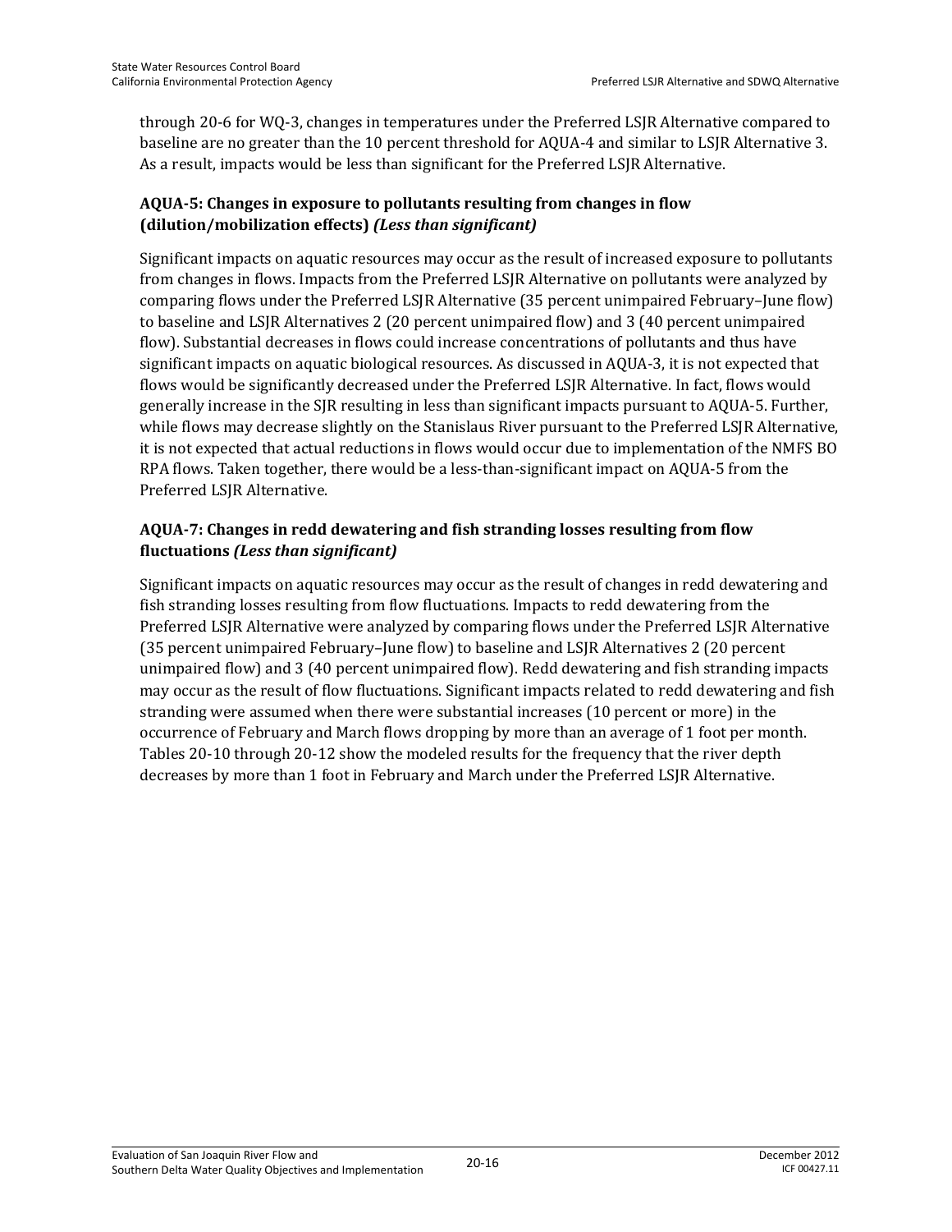through 20-6 for WQ-3, changes in temperatures under the Preferred LSJR Alternative compared to baseline are no greater than the 10 percent threshold for AQUA-4 and similar to LSJR Alternative 3. As a result, impacts would be less than significant for the Preferred LSJR Alternative.

### AQUA-5: Changes in exposure to pollutants resulting from changes in flow (dilution/mobilization effects) *(Less than significant)*

Significant impacts on aquatic resources may occur as the result of increased exposure to pollutants from changes in flows. Impacts from the Preferred LSJR Alternative on pollutants were analyzed by comparing flows under the Preferred LSJR Alternative (35 percent unimpaired February–June flow) to baseline and LSJR Alternatives 2 (20 percent unimpaired flow) and 3 (40 percent unimpaired flow). Substantial decreases in flows could increase concentrations of pollutants and thus have significant impacts on aquatic biological resources. As discussed in AQUA-3, it is not expected that flows would be significantly decreased under the Preferred LSJR Alternative. In fact, flows would generally increase in the SJR resulting in less than significant impacts pursuant to AQUA-5. Further, while flows may decrease slightly on the Stanislaus River pursuant to the Preferred LSJR Alternative, it is not expected that actual reductions in flows would occur due to implementation of the NMFS BO RPA flows. Taken together, there would be a less-than-significant impact on AQUA-5 from the Preferred LSJR Alternative.

### AQUA-7: Changes in redd dewatering and fish stranding losses resulting from flow fluctuations *(Less than significant)*

Significant impacts on aquatic resources may occur as the result of changes in redd dewatering and fish stranding losses resulting from flow fluctuations. Impacts to redd dewatering from the Preferred LSJR Alternative were analyzed by comparing flows under the Preferred LSJR Alternative (35 percent unimpaired February–June flow) to baseline and LSJR Alternatives 2 (20 percent unimpaired flow) and 3 (40 percent unimpaired flow). Redd dewatering and fish stranding impacts may occur as the result of flow fluctuations. Significant impacts related to redd dewatering and fish stranding were assumed when there were substantial increases (10 percent or more) in the occurrence of February and March flows dropping by more than an average of 1 foot per month. Tables 20-10 through 20-12 show the modeled results for the frequency that the river depth decreases by more than 1 foot in February and March under the Preferred LSJR Alternative.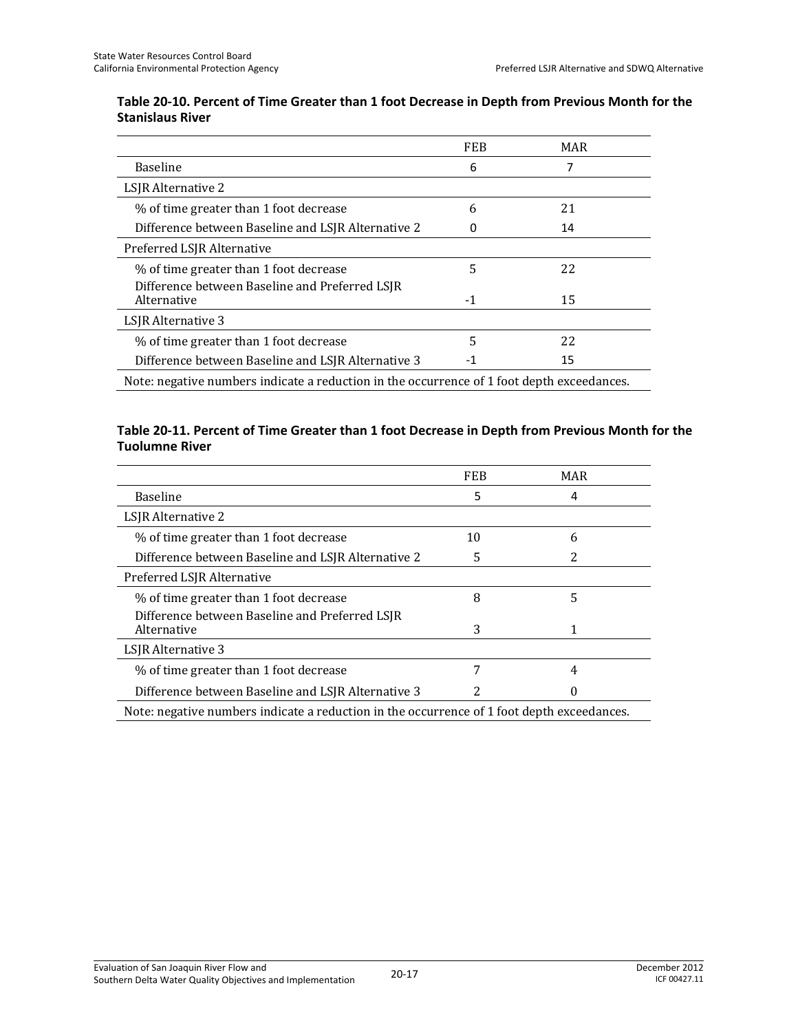**Table 20-10. Percent of Time Greater than 1 foot Decrease in Depth from Previous Month for the Stanislaus River**

| | FEB | MAR |
|---|---|---|
| Baseline | 6 | 7 |
| LSJR Alternative 2 | | |
| % of time greater than 1 foot decrease | 6 | 21 |
| Difference between Baseline and LSJR Alternative 2 | 0 | 14 |
| Preferred LSJR Alternative | | |
| % of time greater than 1 foot decrease | 5 | 22 |
| Difference between Baseline and Preferred LSJR Alternative | -1 | 15 |
| LSJR Alternative 3 | | |
| % of time greater than 1 foot decrease | 5 | 22 |
| Difference between Baseline and LSJR Alternative 3 | -1 | 15 |

Note: negative numbers indicate a reduction in the occurrence of 1 foot depth exceedances.

**Table 20-11. Percent of Time Greater than 1 foot Decrease in Depth from Previous Month for the Tuolumne River**

| | FEB | MAR |
|---|---|---|
| Baseline | 5 | 4 |
| LSJR Alternative 2 | | |
| % of time greater than 1 foot decrease | 10 | 6 |
| Difference between Baseline and LSJR Alternative 2 | 5 | 2 |
| Preferred LSJR Alternative | | |
| % of time greater than 1 foot decrease | 8 | 5 |
| Difference between Baseline and Preferred LSJR Alternative | 3 | 1 |
| LSJR Alternative 3 | | |
| % of time greater than 1 foot decrease | 7 | 4 |
| Difference between Baseline and LSJR Alternative 3 | 2 | 0 |

Note: negative numbers indicate a reduction in the occurrence of 1 foot depth exceedances.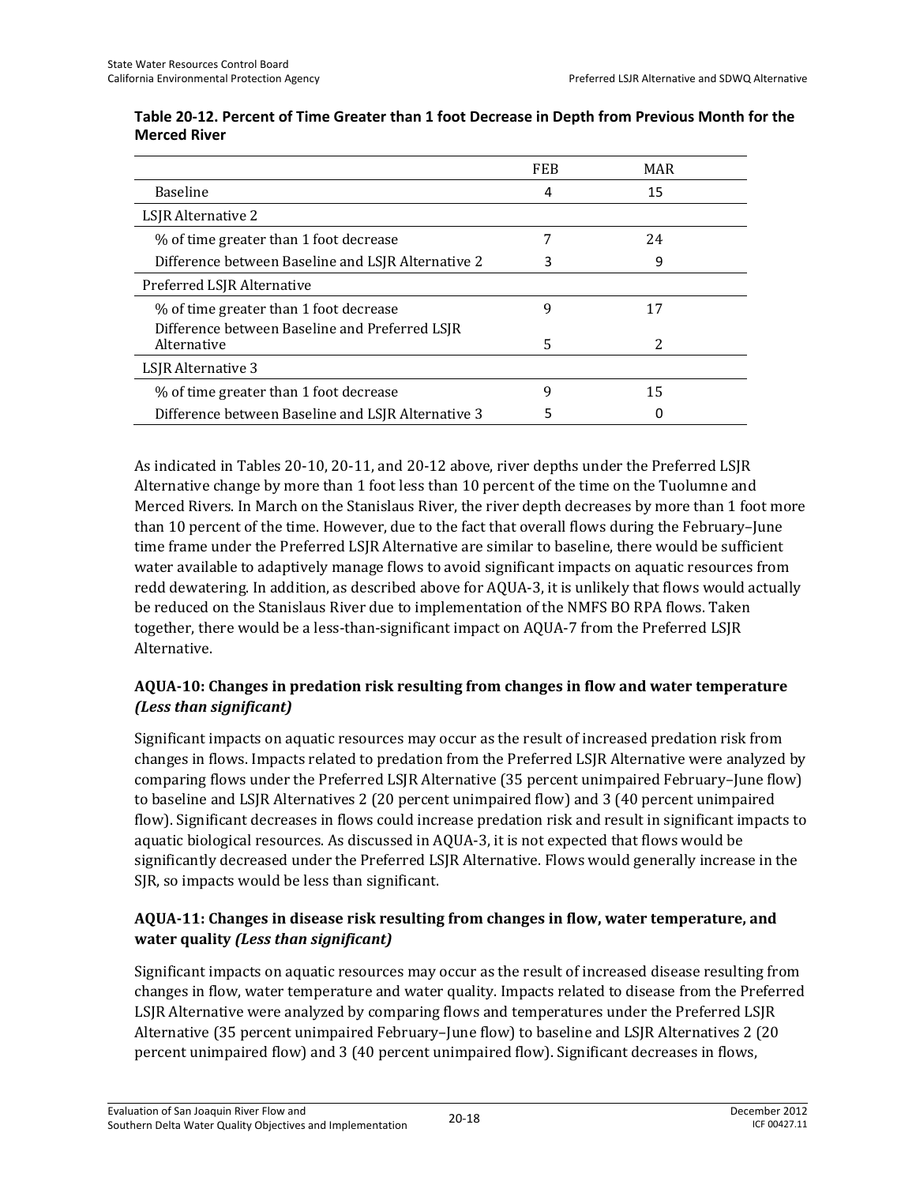**Table 20-12. Percent of Time Greater than 1 foot Decrease in Depth from Previous Month for the Merced River**

| | FEB | MAR |
|---|---|---|
| Baseline | 4 | 15 |
| LSJR Alternative 2 | | |
| % of time greater than 1 foot decrease | 7 | 24 |
| Difference between Baseline and LSJR Alternative 2 | 3 | 9 |
| Preferred LSJR Alternative | | |
| % of time greater than 1 foot decrease | 9 | 17 |
| Difference between Baseline and Preferred LSJR Alternative | 5 | 2 |
| LSJR Alternative 3 | | |
| % of time greater than 1 foot decrease | 9 | 15 |
| Difference between Baseline and LSJR Alternative 3 | 5 | 0 |

As indicated in Tables 20-10, 20-11, and 20-12 above, river depths under the Preferred LSJR Alternative change by more than 1 foot less than 10 percent of the time on the Tuolumne and Merced Rivers. In March on the Stanislaus River, the river depth decreases by more than 1 foot more than 10 percent of the time. However, due to the fact that overall flows during the February–June time frame under the Preferred LSJR Alternative are similar to baseline, there would be sufficient water available to adaptively manage flows to avoid significant impacts on aquatic resources from redd dewatering. In addition, as described above for AQUA-3, it is unlikely that flows would actually be reduced on the Stanislaus River due to implementation of the NMFS BO RPA flows. Taken together, there would be a less-than-significant impact on AQUA-7 from the Preferred LSJR Alternative.

### AQUA-10: Changes in predation risk resulting from changes in flow and water temperature *(Less than significant)*

Significant impacts on aquatic resources may occur as the result of increased predation risk from changes in flows. Impacts related to predation from the Preferred LSJR Alternative were analyzed by comparing flows under the Preferred LSJR Alternative (35 percent unimpaired February–June flow) to baseline and LSJR Alternatives 2 (20 percent unimpaired flow) and 3 (40 percent unimpaired flow). Significant decreases in flows could increase predation risk and result in significant impacts to aquatic biological resources. As discussed in AQUA-3, it is not expected that flows would be significantly decreased under the Preferred LSJR Alternative. Flows would generally increase in the SJR, so impacts would be less than significant.

### AQUA-11: Changes in disease risk resulting from changes in flow, water temperature, and water quality *(Less than significant)*

Significant impacts on aquatic resources may occur as the result of increased disease resulting from changes in flow, water temperature and water quality. Impacts related to disease from the Preferred LSJR Alternative were analyzed by comparing flows and temperatures under the Preferred LSJR Alternative (35 percent unimpaired February–June flow) to baseline and LSJR Alternatives 2 (20 percent unimpaired flow) and 3 (40 percent unimpaired flow). Significant decreases in flows,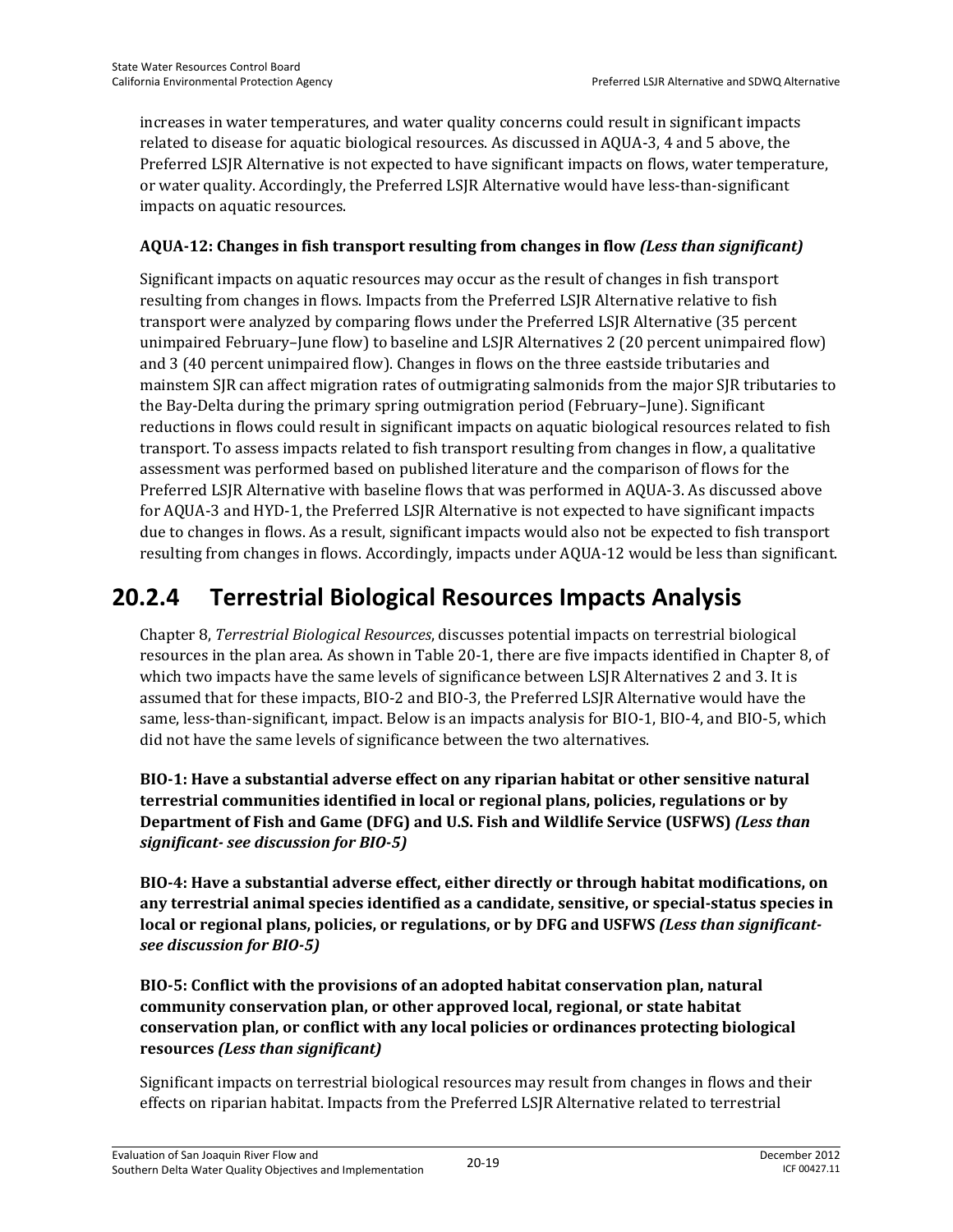increases in water temperatures, and water quality concerns could result in significant impacts related to disease for aquatic biological resources. As discussed in AQUA-3, 4 and 5 above, the Preferred LSJR Alternative is not expected to have significant impacts on flows, water temperature, or water quality. Accordingly, the Preferred LSJR Alternative would have less-than-significant impacts on aquatic resources.

**AQUA-12: Changes in fish transport resulting from changes in flow *(Less than significant)***

Significant impacts on aquatic resources may occur as the result of changes in fish transport resulting from changes in flows. Impacts from the Preferred LSJR Alternative relative to fish transport were analyzed by comparing flows under the Preferred LSJR Alternative (35 percent unimpaired February–June flow) to baseline and LSJR Alternatives 2 (20 percent unimpaired flow) and 3 (40 percent unimpaired flow). Changes in flows on the three eastside tributaries and mainstem SJR can affect migration rates of outmigrating salmonids from the major SJR tributaries to the Bay-Delta during the primary spring outmigration period (February–June). Significant reductions in flows could result in significant impacts on aquatic biological resources related to fish transport. To assess impacts related to fish transport resulting from changes in flow, a qualitative assessment was performed based on published literature and the comparison of flows for the Preferred LSJR Alternative with baseline flows that was performed in AQUA-3. As discussed above for AQUA-3 and HYD-1, the Preferred LSJR Alternative is not expected to have significant impacts due to changes in flows. As a result, significant impacts would also not be expected to fish transport resulting from changes in flows. Accordingly, impacts under AQUA-12 would be less than significant.

## 20.2.4 Terrestrial Biological Resources Impacts Analysis

Chapter 8, *Terrestrial Biological Resources*, discusses potential impacts on terrestrial biological resources in the plan area. As shown in Table 20-1, there are five impacts identified in Chapter 8, of which two impacts have the same levels of significance between LSJR Alternatives 2 and 3. It is assumed that for these impacts, BIO-2 and BIO-3, the Preferred LSJR Alternative would have the same, less-than-significant, impact. Below is an impacts analysis for BIO-1, BIO-4, and BIO-5, which did not have the same levels of significance between the two alternatives.

**BIO-1: Have a substantial adverse effect on any riparian habitat or other sensitive natural terrestrial communities identified in local or regional plans, policies, regulations or by Department of Fish and Game (DFG) and U.S. Fish and Wildlife Service (USFWS) *(Less than significant- see discussion for BIO-5)***

**BIO-4: Have a substantial adverse effect, either directly or through habitat modifications, on any terrestrial animal species identified as a candidate, sensitive, or special-status species in local or regional plans, policies, or regulations, or by DFG and USFWS *(Less than significant- see discussion for BIO-5)***

**BIO-5: Conflict with the provisions of an adopted habitat conservation plan, natural community conservation plan, or other approved local, regional, or state habitat conservation plan, or conflict with any local policies or ordinances protecting biological resources *(Less than significant)***

Significant impacts on terrestrial biological resources may result from changes in flows and their effects on riparian habitat. Impacts from the Preferred LSJR Alternative related to terrestrial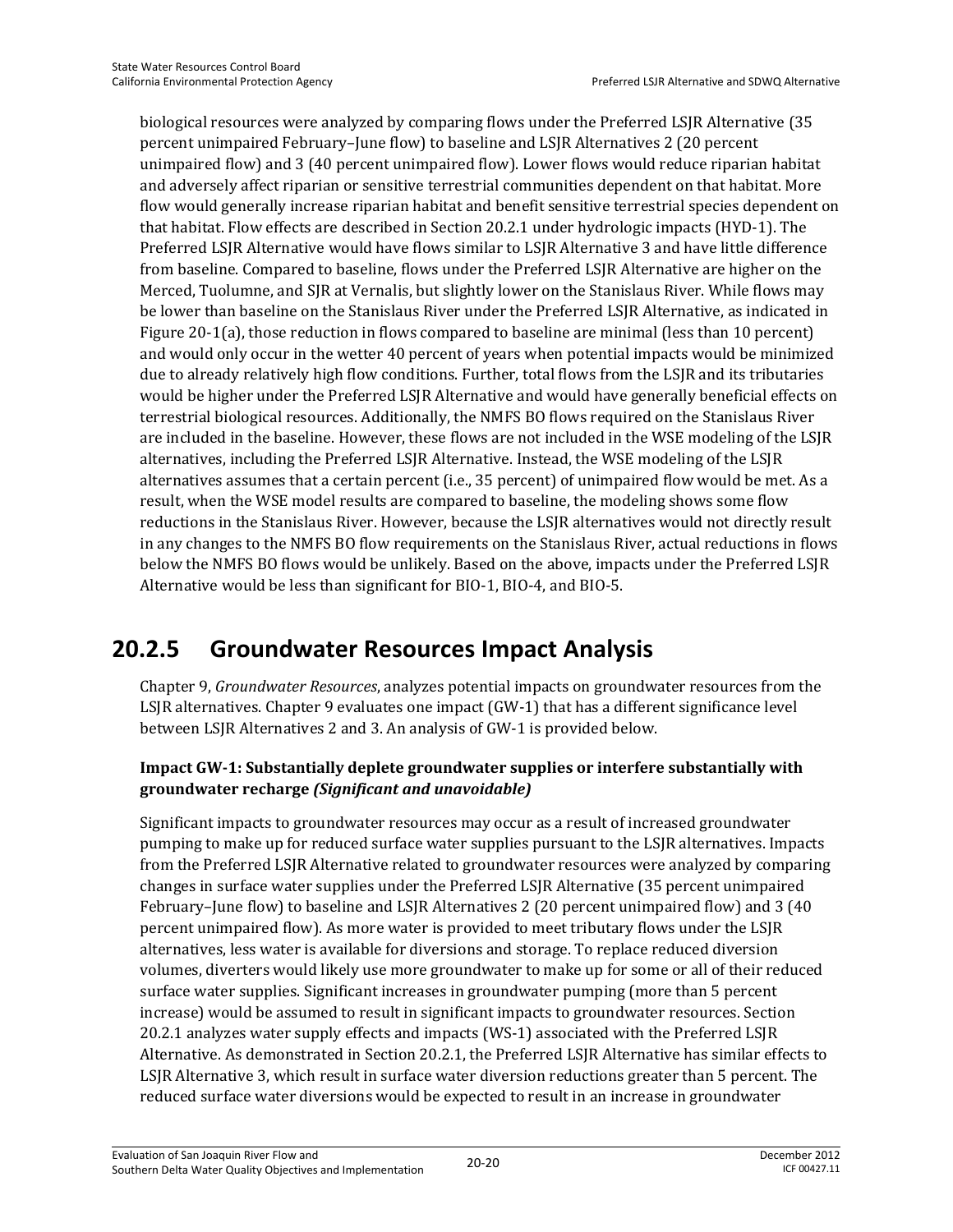biological resources were analyzed by comparing flows under the Preferred LSJR Alternative (35 percent unimpaired February–June flow) to baseline and LSJR Alternatives 2 (20 percent unimpaired flow) and 3 (40 percent unimpaired flow). Lower flows would reduce riparian habitat and adversely affect riparian or sensitive terrestrial communities dependent on that habitat. More flow would generally increase riparian habitat and benefit sensitive terrestrial species dependent on that habitat. Flow effects are described in Section 20.2.1 under hydrologic impacts (HYD-1). The Preferred LSJR Alternative would have flows similar to LSJR Alternative 3 and have little difference from baseline. Compared to baseline, flows under the Preferred LSJR Alternative are higher on the Merced, Tuolumne, and SJR at Vernalis, but slightly lower on the Stanislaus River. While flows may be lower than baseline on the Stanislaus River under the Preferred LSJR Alternative, as indicated in Figure 20-1(a), those reduction in flows compared to baseline are minimal (less than 10 percent) and would only occur in the wetter 40 percent of years when potential impacts would be minimized due to already relatively high flow conditions. Further, total flows from the LSJR and its tributaries would be higher under the Preferred LSJR Alternative and would have generally beneficial effects on terrestrial biological resources. Additionally, the NMFS BO flows required on the Stanislaus River are included in the baseline. However, these flows are not included in the WSE modeling of the LSJR alternatives, including the Preferred LSJR Alternative. Instead, the WSE modeling of the LSJR alternatives assumes that a certain percent (i.e., 35 percent) of unimpaired flow would be met. As a result, when the WSE model results are compared to baseline, the modeling shows some flow reductions in the Stanislaus River. However, because the LSJR alternatives would not directly result in any changes to the NMFS BO flow requirements on the Stanislaus River, actual reductions in flows below the NMFS BO flows would be unlikely. Based on the above, impacts under the Preferred LSJR Alternative would be less than significant for BIO-1, BIO-4, and BIO-5.

## 20.2.5 Groundwater Resources Impact Analysis

Chapter 9, *Groundwater Resources*, analyzes potential impacts on groundwater resources from the LSJR alternatives. Chapter 9 evaluates one impact (GW-1) that has a different significance level between LSJR Alternatives 2 and 3. An analysis of GW-1 is provided below.

### Impact GW-1: Substantially deplete groundwater supplies or interfere substantially with groundwater recharge *(Significant and unavoidable)*

Significant impacts to groundwater resources may occur as a result of increased groundwater pumping to make up for reduced surface water supplies pursuant to the LSJR alternatives. Impacts from the Preferred LSJR Alternative related to groundwater resources were analyzed by comparing changes in surface water supplies under the Preferred LSJR Alternative (35 percent unimpaired February–June flow) to baseline and LSJR Alternatives 2 (20 percent unimpaired flow) and 3 (40 percent unimpaired flow). As more water is provided to meet tributary flows under the LSJR alternatives, less water is available for diversions and storage. To replace reduced diversion volumes, diverters would likely use more groundwater to make up for some or all of their reduced surface water supplies. Significant increases in groundwater pumping (more than 5 percent increase) would be assumed to result in significant impacts to groundwater resources. Section 20.2.1 analyzes water supply effects and impacts (WS-1) associated with the Preferred LSJR Alternative. As demonstrated in Section 20.2.1, the Preferred LSJR Alternative has similar effects to LSJR Alternative 3, which result in surface water diversion reductions greater than 5 percent. The reduced surface water diversions would be expected to result in an increase in groundwater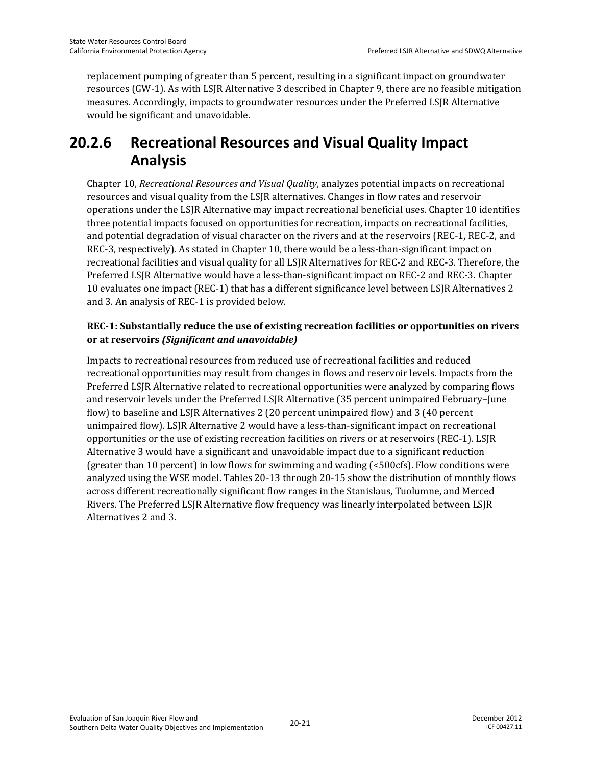replacement pumping of greater than 5 percent, resulting in a significant impact on groundwater resources (GW-1). As with LSJR Alternative 3 described in Chapter 9, there are no feasible mitigation measures. Accordingly, impacts to groundwater resources under the Preferred LSJR Alternative would be significant and unavoidable.

## 20.2.6 Recreational Resources and Visual Quality Impact Analysis

Chapter 10, *Recreational Resources and Visual Quality*, analyzes potential impacts on recreational resources and visual quality from the LSJR alternatives. Changes in flow rates and reservoir operations under the LSJR Alternative may impact recreational beneficial uses. Chapter 10 identifies three potential impacts focused on opportunities for recreation, impacts on recreational facilities, and potential degradation of visual character on the rivers and at the reservoirs (REC-1, REC-2, and REC-3, respectively). As stated in Chapter 10, there would be a less-than-significant impact on recreational facilities and visual quality for all LSJR Alternatives for REC-2 and REC-3. Therefore, the Preferred LSJR Alternative would have a less-than-significant impact on REC-2 and REC-3. Chapter 10 evaluates one impact (REC-1) that has a different significance level between LSJR Alternatives 2 and 3. An analysis of REC-1 is provided below.

**REC-1: Substantially reduce the use of existing recreation facilities or opportunities on rivers or at reservoirs *(Significant and unavoidable)***

Impacts to recreational resources from reduced use of recreational facilities and reduced recreational opportunities may result from changes in flows and reservoir levels. Impacts from the Preferred LSJR Alternative related to recreational opportunities were analyzed by comparing flows and reservoir levels under the Preferred LSJR Alternative (35 percent unimpaired February–June flow) to baseline and LSJR Alternatives 2 (20 percent unimpaired flow) and 3 (40 percent unimpaired flow). LSJR Alternative 2 would have a less-than-significant impact on recreational opportunities or the use of existing recreation facilities on rivers or at reservoirs (REC-1). LSJR Alternative 3 would have a significant and unavoidable impact due to a significant reduction (greater than 10 percent) in low flows for swimming and wading (<500cfs). Flow conditions were analyzed using the WSE model. Tables 20-13 through 20-15 show the distribution of monthly flows across different recreationally significant flow ranges in the Stanislaus, Tuolumne, and Merced Rivers. The Preferred LSJR Alternative flow frequency was linearly interpolated between LSJR Alternatives 2 and 3.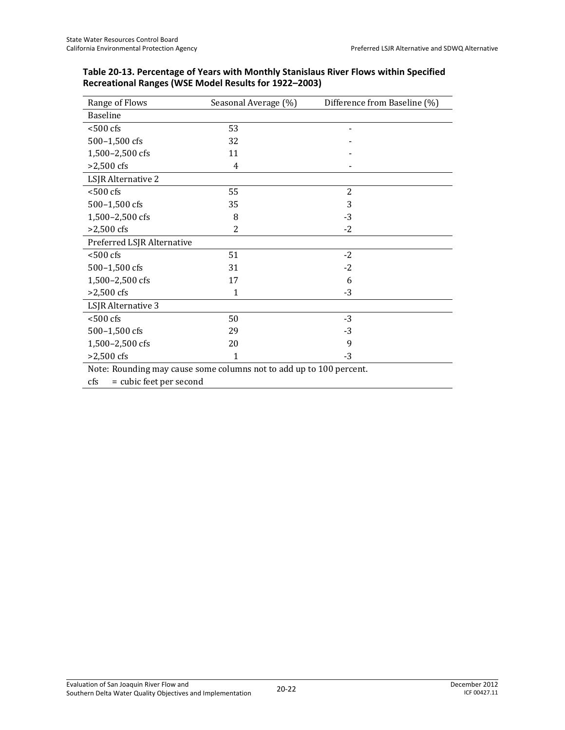**Table 20-13. Percentage of Years with Monthly Stanislaus River Flows within Specified Recreational Ranges (WSE Model Results for 1922–2003)**

| Range of Flows | Seasonal Average (%) | Difference from Baseline (%) |
|---|---|---|
| Baseline | | |
| <500 cfs | 53 | - |
| 500–1,500 cfs | 32 | - |
| 1,500–2,500 cfs | 11 | - |
| >2,500 cfs | 4 | - |
| LSJR Alternative 2 | | |
| <500 cfs | 55 | 2 |
| 500–1,500 cfs | 35 | 3 |
| 1,500–2,500 cfs | 8 | -3 |
| >2,500 cfs | 2 | -2 |
| Preferred LSJR Alternative | | |
| <500 cfs | 51 | -2 |
| 500–1,500 cfs | 31 | -2 |
| 1,500–2,500 cfs | 17 | 6 |
| >2,500 cfs | 1 | -3 |
| LSJR Alternative 3 | | |
| <500 cfs | 50 | -3 |
| 500–1,500 cfs | 29 | -3 |
| 1,500–2,500 cfs | 20 | 9 |
| >2,500 cfs | 1 | -3 |

Note: Rounding may cause some columns not to add up to 100 percent.

cfs = cubic feet per second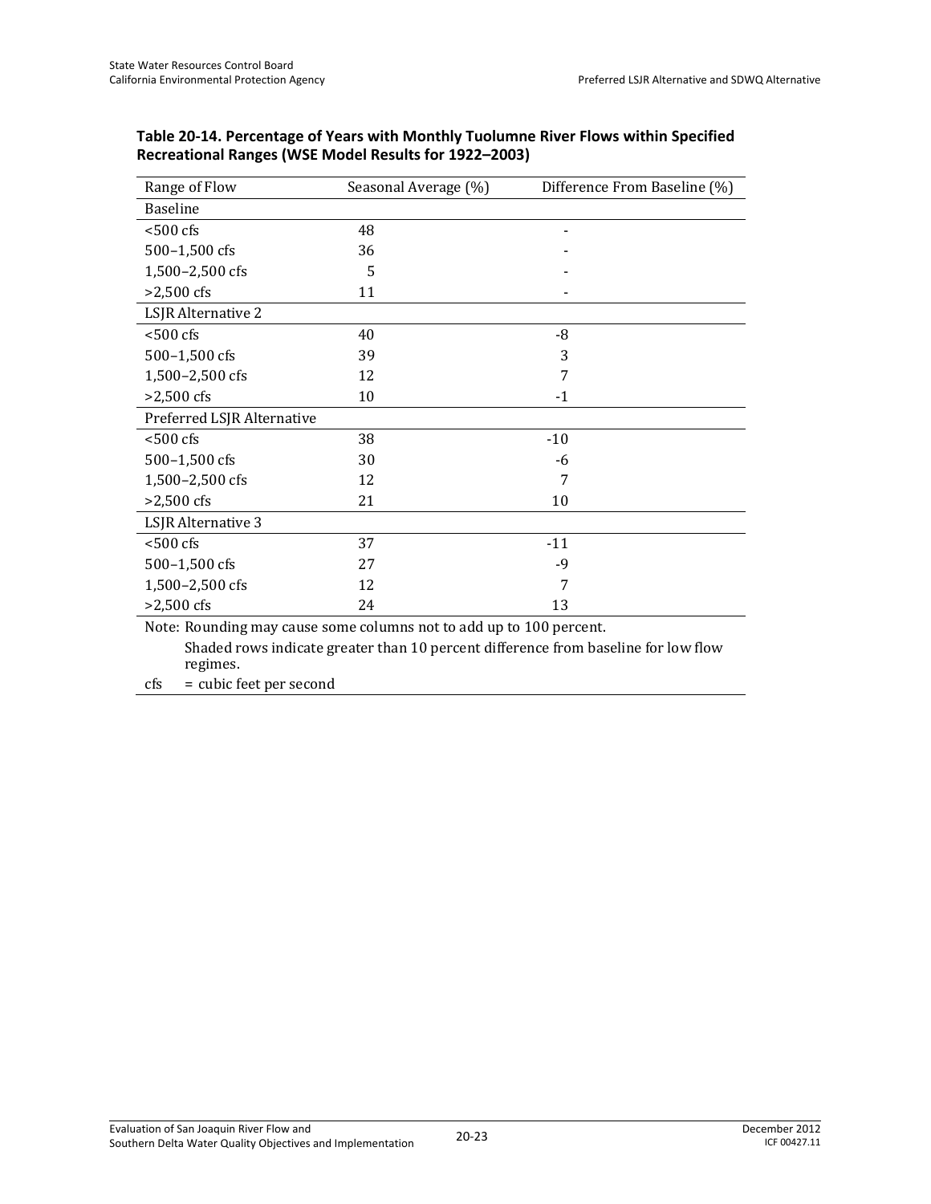**Table 20-14. Percentage of Years with Monthly Tuolumne River Flows within Specified Recreational Ranges (WSE Model Results for 1922–2003)**

| Range of Flow | Seasonal Average (%) | Difference From Baseline (%) |
|---|---|---|
| Baseline | | |
| <500 cfs | 48 | - |
| 500–1,500 cfs | 36 | - |
| 1,500–2,500 cfs | 5 | - |
| >2,500 cfs | 11 | - |
| LSJR Alternative 2 | | |
| <500 cfs | 40 | -8 |
| 500–1,500 cfs | 39 | 3 |
| 1,500–2,500 cfs | 12 | 7 |
| >2,500 cfs | 10 | -1 |
| Preferred LSJR Alternative | | |
| <500 cfs | 38 | -10 |
| 500–1,500 cfs | 30 | -6 |
| 1,500–2,500 cfs | 12 | 7 |
| >2,500 cfs | 21 | 10 |
| LSJR Alternative 3 | | |
| <500 cfs | 37 | -11 |
| 500–1,500 cfs | 27 | -9 |
| 1,500–2,500 cfs | 12 | 7 |
| >2,500 cfs | 24 | 13 |

Note: Rounding may cause some columns not to add up to 100 percent.

Shaded rows indicate greater than 10 percent difference from baseline for low flow regimes.

cfs = cubic feet per second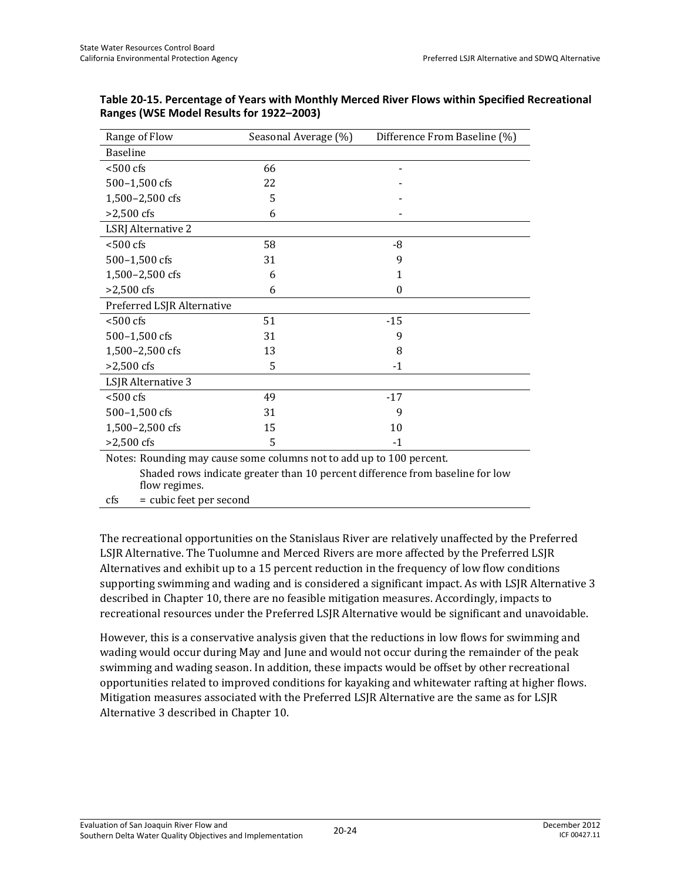**Table 20-15. Percentage of Years with Monthly Merced River Flows within Specified Recreational Ranges (WSE Model Results for 1922–2003)**

| Range of Flow | Seasonal Average (%) | Difference From Baseline (%) |
|---|---|---|
| Baseline | | |
| <500 cfs | 66 | - |
| 500–1,500 cfs | 22 | - |
| 1,500–2,500 cfs | 5 | - |
| >2,500 cfs | 6 | - |
| LSRJ Alternative 2 | | |
| <500 cfs | 58 | -8 |
| 500–1,500 cfs | 31 | 9 |
| 1,500–2,500 cfs | 6 | 1 |
| >2,500 cfs | 6 | 0 |
| Preferred LSJR Alternative | | |
| <500 cfs | 51 | -15 |
| 500–1,500 cfs | 31 | 9 |
| 1,500–2,500 cfs | 13 | 8 |
| >2,500 cfs | 5 | -1 |
| LSJR Alternative 3 | | |
| <500 cfs | 49 | -17 |
| 500–1,500 cfs | 31 | 9 |
| 1,500–2,500 cfs | 15 | 10 |
| >2,500 cfs | 5 | -1 |

Notes: Rounding may cause some columns not to add up to 100 percent.

Shaded rows indicate greater than 10 percent difference from baseline for low flow regimes.

cfs = cubic feet per second

The recreational opportunities on the Stanislaus River are relatively unaffected by the Preferred LSJR Alternative. The Tuolumne and Merced Rivers are more affected by the Preferred LSJR Alternatives and exhibit up to a 15 percent reduction in the frequency of low flow conditions supporting swimming and wading and is considered a significant impact. As with LSJR Alternative 3 described in Chapter 10, there are no feasible mitigation measures. Accordingly, impacts to recreational resources under the Preferred LSJR Alternative would be significant and unavoidable.

However, this is a conservative analysis given that the reductions in low flows for swimming and wading would occur during May and June and would not occur during the remainder of the peak swimming and wading season. In addition, these impacts would be offset by other recreational opportunities related to improved conditions for kayaking and whitewater rafting at higher flows. Mitigation measures associated with the Preferred LSJR Alternative are the same as for LSJR Alternative 3 described in Chapter 10.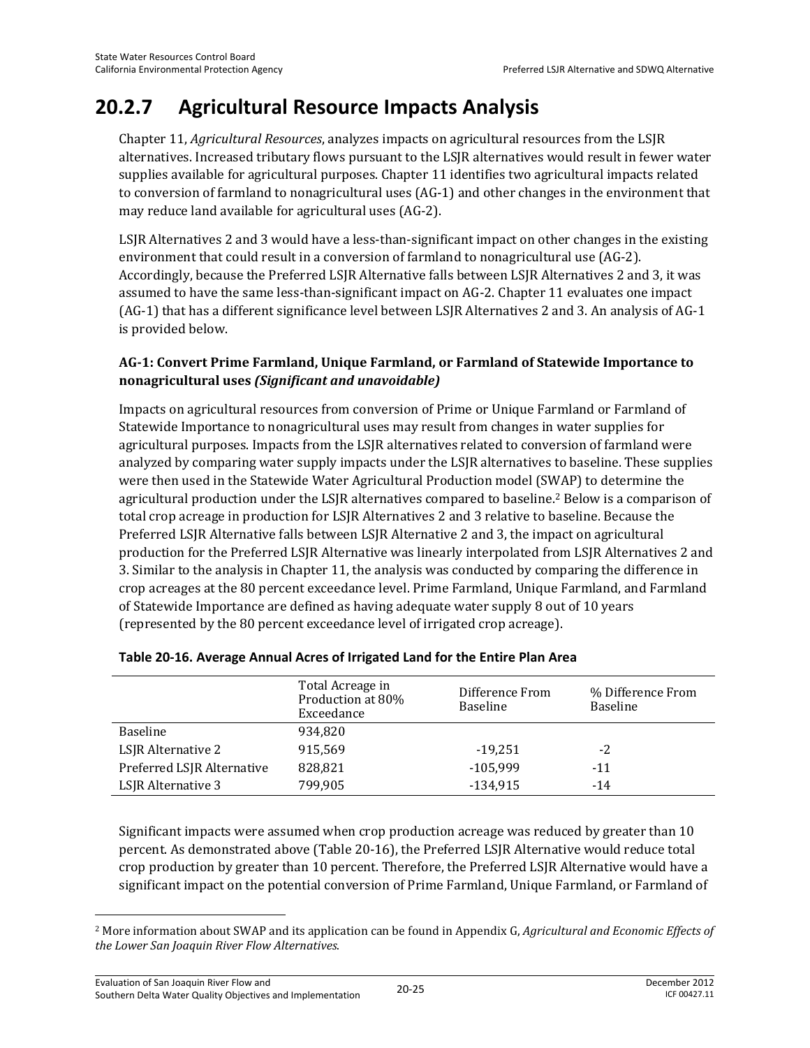# 20.2.7 Agricultural Resource Impacts Analysis

Chapter 11, *Agricultural Resources*, analyzes impacts on agricultural resources from the LSJR alternatives. Increased tributary flows pursuant to the LSJR alternatives would result in fewer water supplies available for agricultural purposes. Chapter 11 identifies two agricultural impacts related to conversion of farmland to nonagricultural uses (AG-1) and other changes in the environment that may reduce land available for agricultural uses (AG-2).

LSJR Alternatives 2 and 3 would have a less-than-significant impact on other changes in the existing environment that could result in a conversion of farmland to nonagricultural use (AG-2). Accordingly, because the Preferred LSJR Alternative falls between LSJR Alternatives 2 and 3, it was assumed to have the same less-than-significant impact on AG-2. Chapter 11 evaluates one impact (AG-1) that has a different significance level between LSJR Alternatives 2 and 3. An analysis of AG-1 is provided below.

**AG-1: Convert Prime Farmland, Unique Farmland, or Farmland of Statewide Importance to nonagricultural uses *(Significant and unavoidable)***

Impacts on agricultural resources from conversion of Prime or Unique Farmland or Farmland of Statewide Importance to nonagricultural uses may result from changes in water supplies for agricultural purposes. Impacts from the LSJR alternatives related to conversion of farmland were analyzed by comparing water supply impacts under the LSJR alternatives to baseline. These supplies were then used in the Statewide Water Agricultural Production model (SWAP) to determine the agricultural production under the LSJR alternatives compared to baseline.[2] Below is a comparison of total crop acreage in production for LSJR Alternatives 2 and 3 relative to baseline. Because the Preferred LSJR Alternative falls between LSJR Alternative 2 and 3, the impact on agricultural production for the Preferred LSJR Alternative was linearly interpolated from LSJR Alternatives 2 and 3. Similar to the analysis in Chapter 11, the analysis was conducted by comparing the difference in crop acreages at the 80 percent exceedance level. Prime Farmland, Unique Farmland, and Farmland of Statewide Importance are defined as having adequate water supply 8 out of 10 years (represented by the 80 percent exceedance level of irrigated crop acreage).

**Table 20-16. Average Annual Acres of Irrigated Land for the Entire Plan Area**

| | Total Acreage in Production at 80% Exceedance | Difference From Baseline | % Difference From Baseline |
|---|---|---|---|
| Baseline | 934,820 | | |
| LSJR Alternative 2 | 915,569 | -19,251 | -2 |
| Preferred LSJR Alternative | 828,821 | -105,999 | -11 |
| LSJR Alternative 3 | 799,905 | -134,915 | -14 |

Significant impacts were assumed when crop production acreage was reduced by greater than 10 percent. As demonstrated above (Table 20-16), the Preferred LSJR Alternative would reduce total crop production by greater than 10 percent. Therefore, the Preferred LSJR Alternative would have a significant impact on the potential conversion of Prime Farmland, Unique Farmland, or Farmland of

[2] More information about SWAP and its application can be found in Appendix G, *Agricultural and Economic Effects of the Lower San Joaquin River Flow Alternatives*.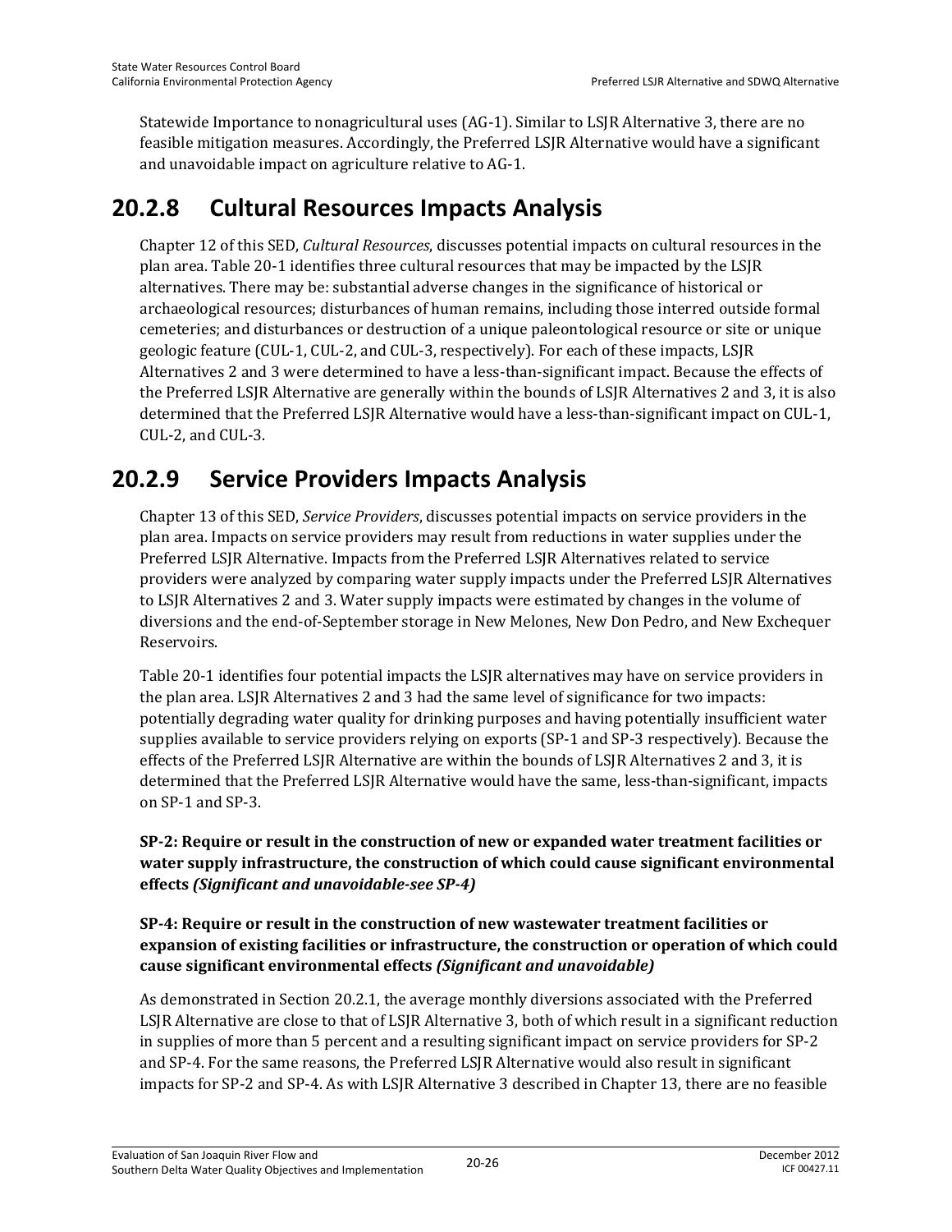Statewide Importance to nonagricultural uses (AG-1). Similar to LSJR Alternative 3, there are no feasible mitigation measures. Accordingly, the Preferred LSJR Alternative would have a significant and unavoidable impact on agriculture relative to AG-1.

## 20.2.8 Cultural Resources Impacts Analysis

Chapter 12 of this SED, *Cultural Resources*, discusses potential impacts on cultural resources in the plan area. Table 20-1 identifies three cultural resources that may be impacted by the LSJR alternatives. There may be: substantial adverse changes in the significance of historical or archaeological resources; disturbances of human remains, including those interred outside formal cemeteries; and disturbances or destruction of a unique paleontological resource or site or unique geologic feature (CUL-1, CUL-2, and CUL-3, respectively). For each of these impacts, LSJR Alternatives 2 and 3 were determined to have a less-than-significant impact. Because the effects of the Preferred LSJR Alternative are generally within the bounds of LSJR Alternatives 2 and 3, it is also determined that the Preferred LSJR Alternative would have a less-than-significant impact on CUL-1, CUL-2, and CUL-3.

## 20.2.9 Service Providers Impacts Analysis

Chapter 13 of this SED, *Service Providers*, discusses potential impacts on service providers in the plan area. Impacts on service providers may result from reductions in water supplies under the Preferred LSJR Alternative. Impacts from the Preferred LSJR Alternatives related to service providers were analyzed by comparing water supply impacts under the Preferred LSJR Alternatives to LSJR Alternatives 2 and 3. Water supply impacts were estimated by changes in the volume of diversions and the end-of-September storage in New Melones, New Don Pedro, and New Exchequer Reservoirs.

Table 20-1 identifies four potential impacts the LSJR alternatives may have on service providers in the plan area. LSJR Alternatives 2 and 3 had the same level of significance for two impacts: potentially degrading water quality for drinking purposes and having potentially insufficient water supplies available to service providers relying on exports (SP-1 and SP-3 respectively). Because the effects of the Preferred LSJR Alternative are within the bounds of LSJR Alternatives 2 and 3, it is determined that the Preferred LSJR Alternative would have the same, less-than-significant, impacts on SP-1 and SP-3.

**SP-2: Require or result in the construction of new or expanded water treatment facilities or water supply infrastructure, the construction of which could cause significant environmental effects *(Significant and unavoidable-see SP-4)***

**SP-4: Require or result in the construction of new wastewater treatment facilities or expansion of existing facilities or infrastructure, the construction or operation of which could cause significant environmental effects *(Significant and unavoidable)***

As demonstrated in Section 20.2.1, the average monthly diversions associated with the Preferred LSJR Alternative are close to that of LSJR Alternative 3, both of which result in a significant reduction in supplies of more than 5 percent and a resulting significant impact on service providers for SP-2 and SP-4. For the same reasons, the Preferred LSJR Alternative would also result in significant impacts for SP-2 and SP-4. As with LSJR Alternative 3 described in Chapter 13, there are no feasible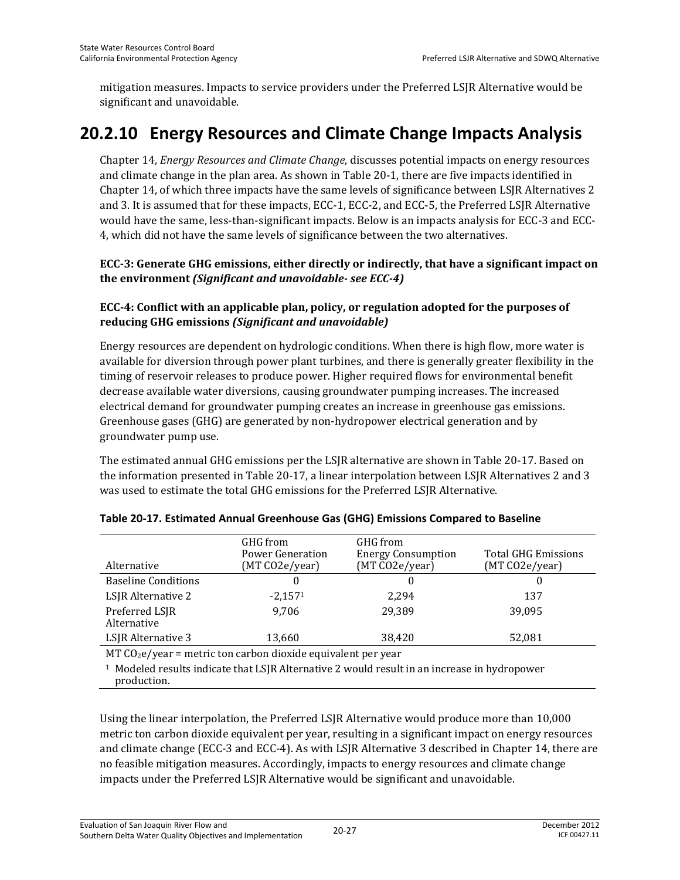mitigation measures. Impacts to service providers under the Preferred LSJR Alternative would be significant and unavoidable.

## 20.2.10 Energy Resources and Climate Change Impacts Analysis

Chapter 14, *Energy Resources and Climate Change*, discusses potential impacts on energy resources and climate change in the plan area. As shown in Table 20-1, there are five impacts identified in Chapter 14, of which three impacts have the same levels of significance between LSJR Alternatives 2 and 3. It is assumed that for these impacts, ECC-1, ECC-2, and ECC-5, the Preferred LSJR Alternative would have the same, less-than-significant impacts. Below is an impacts analysis for ECC-3 and ECC-4, which did not have the same levels of significance between the two alternatives.

**ECC-3: Generate GHG emissions, either directly or indirectly, that have a significant impact on the environment *(Significant and unavoidable- see ECC-4)***

**ECC-4: Conflict with an applicable plan, policy, or regulation adopted for the purposes of reducing GHG emissions *(Significant and unavoidable)***

Energy resources are dependent on hydrologic conditions. When there is high flow, more water is available for diversion through power plant turbines, and there is generally greater flexibility in the timing of reservoir releases to produce power. Higher required flows for environmental benefit decrease available water diversions, causing groundwater pumping increases. The increased electrical demand for groundwater pumping creates an increase in greenhouse gas emissions. Greenhouse gases (GHG) are generated by non-hydropower electrical generation and by groundwater pump use.

The estimated annual GHG emissions per the LSJR alternative are shown in Table 20-17. Based on the information presented in Table 20-17, a linear interpolation between LSJR Alternatives 2 and 3 was used to estimate the total GHG emissions for the Preferred LSJR Alternative.

**Table 20-17. Estimated Annual Greenhouse Gas (GHG) Emissions Compared to Baseline**

| Alternative | GHG from Power Generation (MT CO2e/year) | GHG from Energy Consumption (MT CO2e/year) | Total GHG Emissions (MT CO2e/year) |
|---|---|---|---|
| Baseline Conditions | 0 | 0 | 0 |
| LSJR Alternative 2 | -2,157[1] | 2,294 | 137 |
| Preferred LSJR Alternative | 9,706 | 29,389 | 39,095 |
| LSJR Alternative 3 | 13,660 | 38,420 | 52,081 |

MT $CO_2$e/year = metric ton carbon dioxide equivalent per year

[1] Modeled results indicate that LSJR Alternative 2 would result in an increase in hydropower production.

Using the linear interpolation, the Preferred LSJR Alternative would produce more than 10,000 metric ton carbon dioxide equivalent per year, resulting in a significant impact on energy resources and climate change (ECC-3 and ECC-4). As with LSJR Alternative 3 described in Chapter 14, there are no feasible mitigation measures. Accordingly, impacts to energy resources and climate change impacts under the Preferred LSJR Alternative would be significant and unavoidable.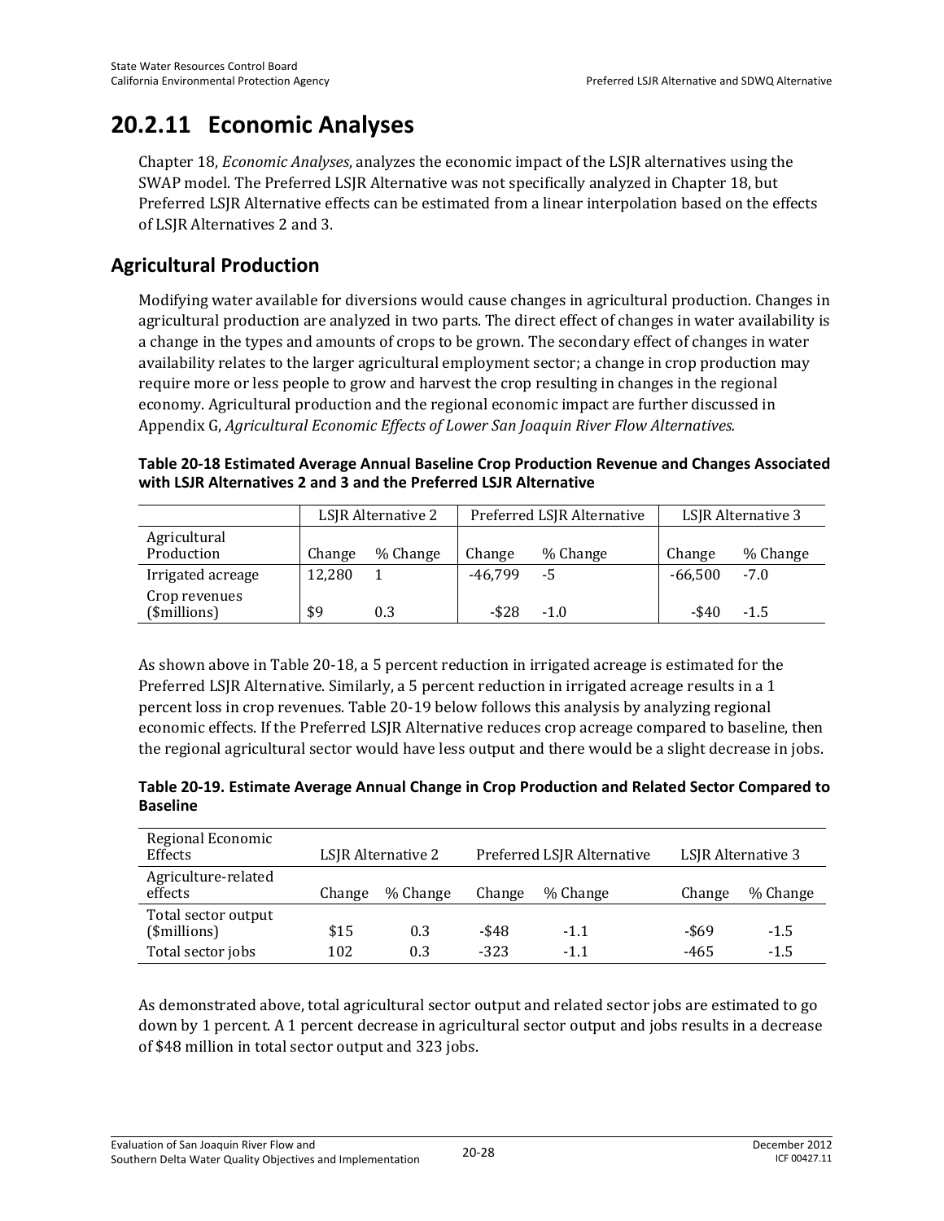# 20.2.11 Economic Analyses

Chapter 18, *Economic Analyses*, analyzes the economic impact of the LSJR alternatives using the SWAP model. The Preferred LSJR Alternative was not specifically analyzed in Chapter 18, but Preferred LSJR Alternative effects can be estimated from a linear interpolation based on the effects of LSJR Alternatives 2 and 3.

## Agricultural Production

Modifying water available for diversions would cause changes in agricultural production. Changes in agricultural production are analyzed in two parts. The direct effect of changes in water availability is a change in the types and amounts of crops to be grown. The secondary effect of changes in water availability relates to the larger agricultural employment sector; a change in crop production may require more or less people to grow and harvest the crop resulting in changes in the regional economy. Agricultural production and the regional economic impact are further discussed in Appendix G, *Agricultural Economic Effects of Lower San Joaquin River Flow Alternatives.*

**Table 20-18 Estimated Average Annual Baseline Crop Production Revenue and Changes Associated with LSJR Alternatives 2 and 3 and the Preferred LSJR Alternative**

| | LSJR Alternative 2 | | Preferred LSJR Alternative | | LSJR Alternative 3 | |
|---|---|---|---|---|---|---|
| Agricultural Production | Change | % Change | Change | % Change | Change | % Change |
| Irrigated acreage | 12,280 | 1 | -46,799 | -5 | -66,500 | -7.0 |
| Crop revenues ($millions) | $9 | 0.3 | -$28 | -1.0 | -$40 | -1.5 |

As shown above in Table 20-18, a 5 percent reduction in irrigated acreage is estimated for the Preferred LSJR Alternative. Similarly, a 5 percent reduction in irrigated acreage results in a 1 percent loss in crop revenues. Table 20-19 below follows this analysis by analyzing regional economic effects. If the Preferred LSJR Alternative reduces crop acreage compared to baseline, then the regional agricultural sector would have less output and there would be a slight decrease in jobs.

**Table 20-19. Estimate Average Annual Change in Crop Production and Related Sector Compared to Baseline**

| Regional Economic Effects | LSJR Alternative 2 | | Preferred LSJR Alternative | | LSJR Alternative 3 | |
|---|---|---|---|---|---|---|
| Agriculture-related effects | Change | % Change | Change | % Change | Change | % Change |
| Total sector output ($millions) | $15 | 0.3 | -$48 | -1.1 | -$69 | -1.5 |
| Total sector jobs | 102 | 0.3 | -323 | -1.1 | -465 | -1.5 |

As demonstrated above, total agricultural sector output and related sector jobs are estimated to go down by 1 percent. A 1 percent decrease in agricultural sector output and jobs results in a decrease of $48 million in total sector output and 323 jobs.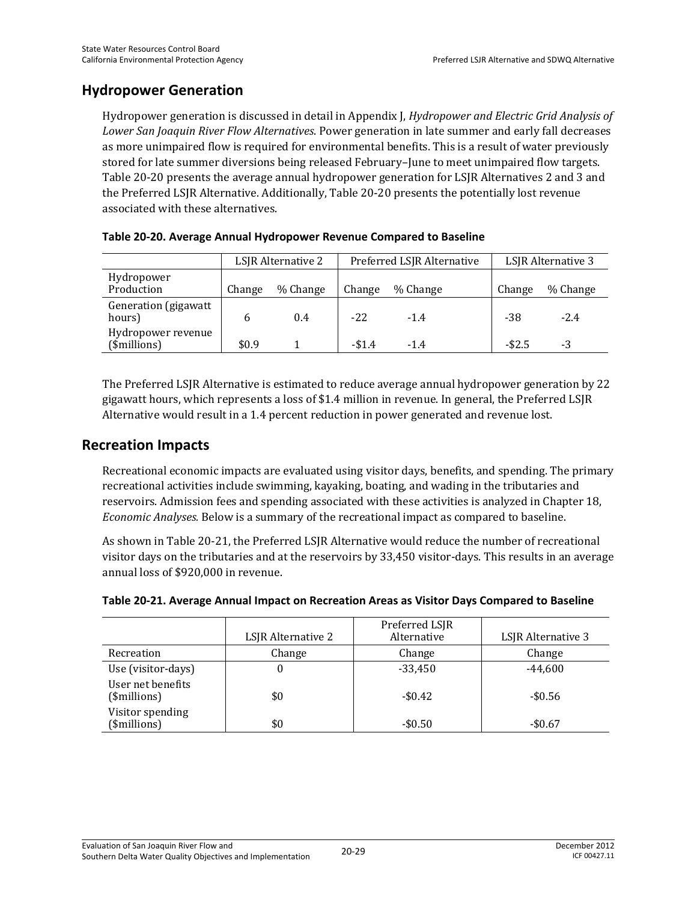## Hydropower Generation

Hydropower generation is discussed in detail in Appendix J, *Hydropower and Electric Grid Analysis of Lower San Joaquin River Flow Alternatives*. Power generation in late summer and early fall decreases as more unimpaired flow is required for environmental benefits. This is a result of water previously stored for late summer diversions being released February–June to meet unimpaired flow targets. Table 20-20 presents the average annual hydropower generation for LSJR Alternatives 2 and 3 and the Preferred LSJR Alternative. Additionally, Table 20-20 presents the potentially lost revenue associated with these alternatives.

**Table 20-20. Average Annual Hydropower Revenue Compared to Baseline**

| | LSJR Alternative 2 | | Preferred LSJR Alternative | | LSJR Alternative 3 | |
|---|---|---|---|---|---|---|
| Hydropower Production | Change | % Change | Change | % Change | Change | % Change |
| Generation (gigawatt hours) | 6 | 0.4 | -22 | -1.4 | -38 | -2.4 |
| Hydropower revenue ($millions) | $0.9 | 1 | -$1.4 | -1.4 | -$2.5 | -3 |

The Preferred LSJR Alternative is estimated to reduce average annual hydropower generation by 22 gigawatt hours, which represents a loss of $1.4 million in revenue. In general, the Preferred LSJR Alternative would result in a 1.4 percent reduction in power generated and revenue lost.

## Recreation Impacts

Recreational economic impacts are evaluated using visitor days, benefits, and spending. The primary recreational activities include swimming, kayaking, boating, and wading in the tributaries and reservoirs. Admission fees and spending associated with these activities is analyzed in Chapter 18, *Economic Analyses.* Below is a summary of the recreational impact as compared to baseline.

As shown in Table 20-21, the Preferred LSJR Alternative would reduce the number of recreational visitor days on the tributaries and at the reservoirs by 33,450 visitor-days. This results in an average annual loss of $920,000 in revenue.

**Table 20-21. Average Annual Impact on Recreation Areas as Visitor Days Compared to Baseline**

| | LSJR Alternative 2 | Preferred LSJR Alternative | LSJR Alternative 3 |
|---|---|---|---|
| Recreation | Change | Change | Change |
| Use (visitor-days) | 0 | -33,450 | -44,600 |
| User net benefits ($millions) | $0 | -$0.42 | -$0.56 |
| Visitor spending ($millions) | $0 | -$0.50 | -$0.67 |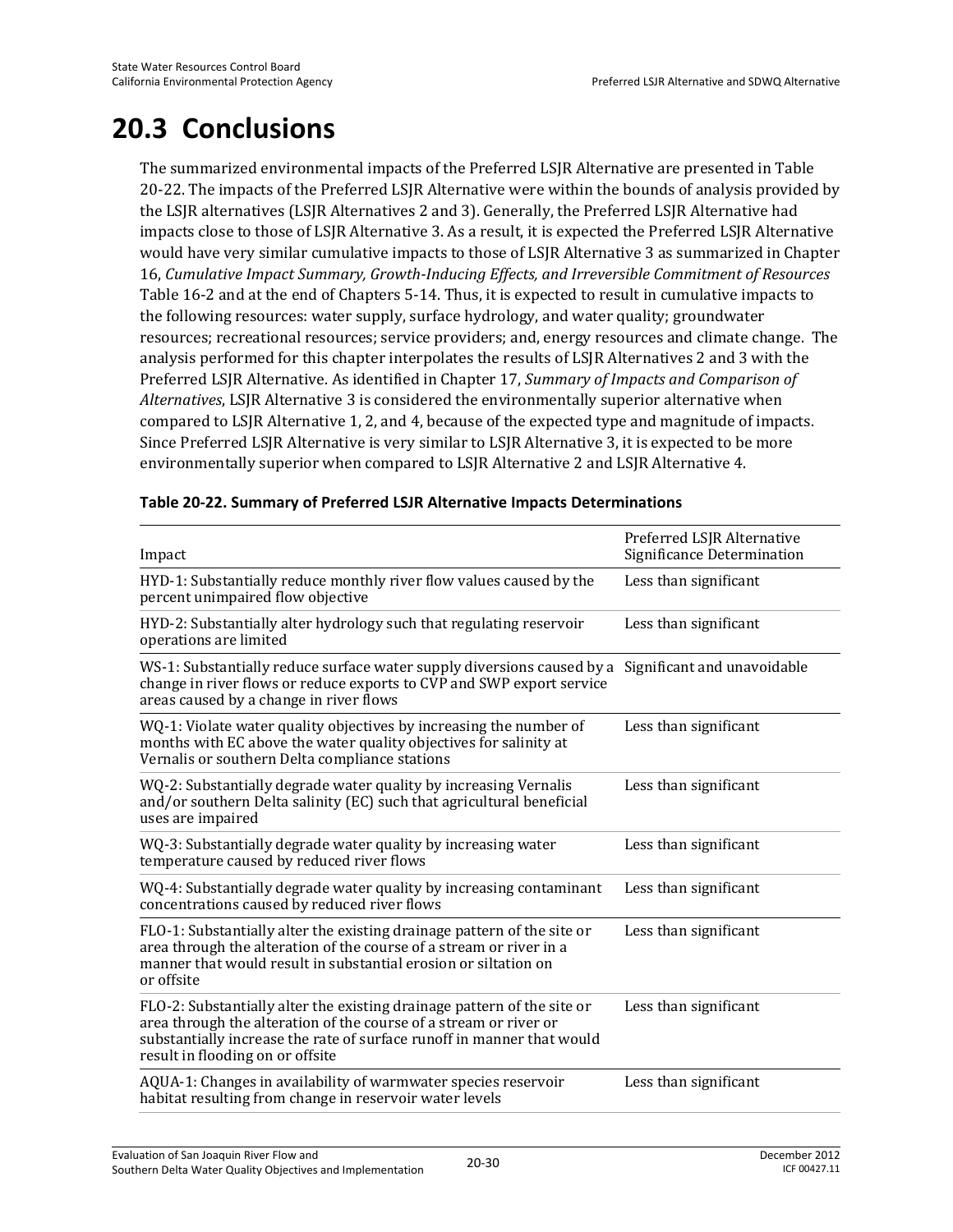# 20.3 Conclusions

The summarized environmental impacts of the Preferred LSJR Alternative are presented in Table 20-22. The impacts of the Preferred LSJR Alternative were within the bounds of analysis provided by the LSJR alternatives (LSJR Alternatives 2 and 3). Generally, the Preferred LSJR Alternative had impacts close to those of LSJR Alternative 3. As a result, it is expected the Preferred LSJR Alternative would have very similar cumulative impacts to those of LSJR Alternative 3 as summarized in Chapter 16, *Cumulative Impact Summary, Growth-Inducing Effects, and Irreversible Commitment of Resources* Table 16-2 and at the end of Chapters 5-14. Thus, it is expected to result in cumulative impacts to the following resources: water supply, surface hydrology, and water quality; groundwater resources; recreational resources; service providers; and, energy resources and climate change. The analysis performed for this chapter interpolates the results of LSJR Alternatives 2 and 3 with the Preferred LSJR Alternative. As identified in Chapter 17, *Summary of Impacts and Comparison of Alternatives*, LSJR Alternative 3 is considered the environmentally superior alternative when compared to LSJR Alternative 1, 2, and 4, because of the expected type and magnitude of impacts. Since Preferred LSJR Alternative is very similar to LSJR Alternative 3, it is expected to be more environmentally superior when compared to LSJR Alternative 2 and LSJR Alternative 4.

**Table 20-22. Summary of Preferred LSJR Alternative Impacts Determinations**

| Impact | Preferred LSJR Alternative Significance Determination |
|---|---|
| HYD-1: Substantially reduce monthly river flow values caused by the percent unimpaired flow objective | Less than significant |
| HYD-2: Substantially alter hydrology such that regulating reservoir operations are limited | Less than significant |
| WS-1: Substantially reduce surface water supply diversions caused by a change in river flows or reduce exports to CVP and SWP export service areas caused by a change in river flows | Significant and unavoidable |
| WQ-1: Violate water quality objectives by increasing the number of months with EC above the water quality objectives for salinity at Vernalis or southern Delta compliance stations | Less than significant |
| WQ-2: Substantially degrade water quality by increasing Vernalis and/or southern Delta salinity (EC) such that agricultural beneficial uses are impaired | Less than significant |
| WQ-3: Substantially degrade water quality by increasing water temperature caused by reduced river flows | Less than significant |
| WQ-4: Substantially degrade water quality by increasing contaminant concentrations caused by reduced river flows | Less than significant |
| FLO-1: Substantially alter the existing drainage pattern of the site or area through the alteration of the course of a stream or river in a manner that would result in substantial erosion or siltation on or offsite | Less than significant |
| FLO-2: Substantially alter the existing drainage pattern of the site or area through the alteration of the course of a stream or river or substantially increase the rate of surface runoff in manner that would result in flooding on or offsite | Less than significant |
| AQUA-1: Changes in availability of warmwater species reservoir habitat resulting from change in reservoir water levels | Less than significant |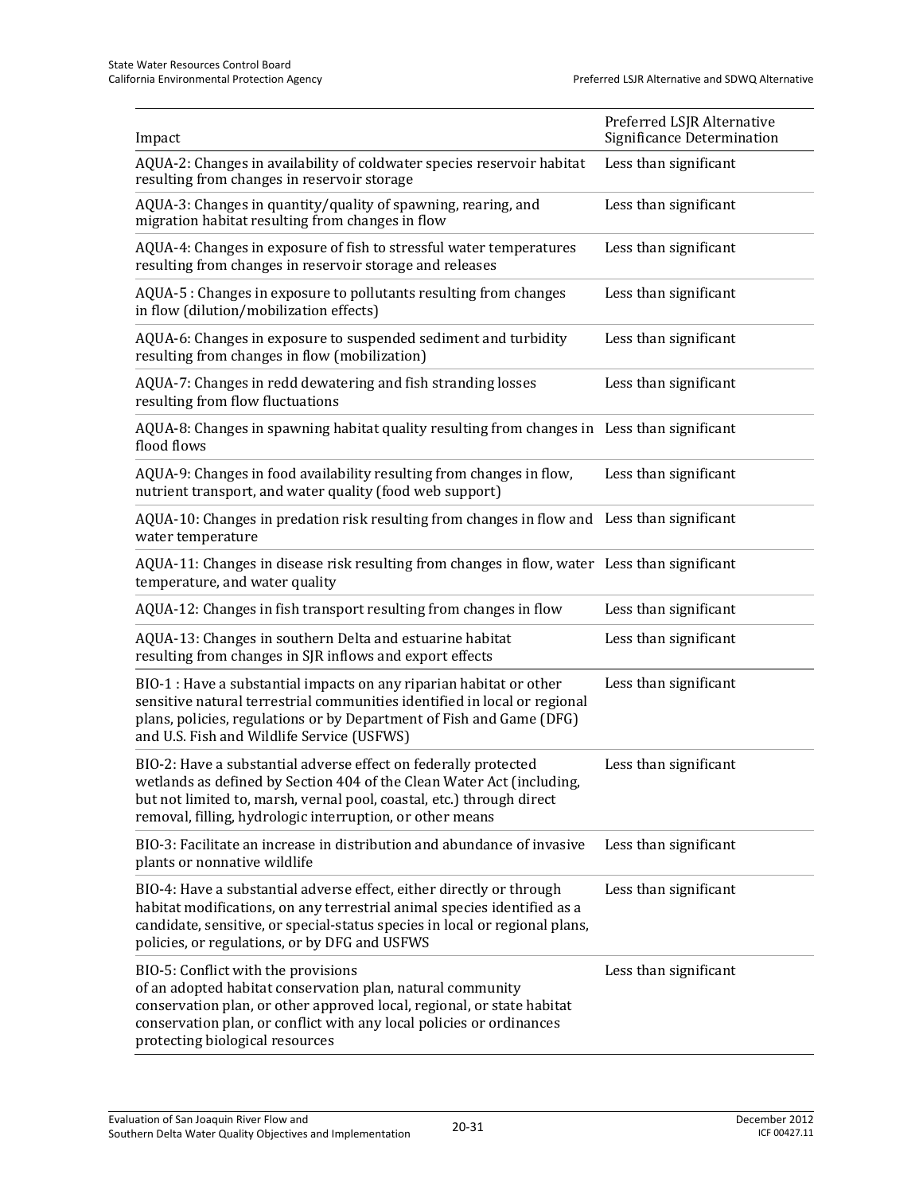| Impact | Preferred LSJR Alternative Significance Determination |
|---|---|
| AQUA-2: Changes in availability of coldwater species reservoir habitat resulting from changes in reservoir storage | Less than significant |
| AQUA-3: Changes in quantity/quality of spawning, rearing, and migration habitat resulting from changes in flow | Less than significant |
| AQUA-4: Changes in exposure of fish to stressful water temperatures resulting from changes in reservoir storage and releases | Less than significant |
| AQUA-5 : Changes in exposure to pollutants resulting from changes in flow (dilution/mobilization effects) | Less than significant |
| AQUA-6: Changes in exposure to suspended sediment and turbidity resulting from changes in flow (mobilization) | Less than significant |
| AQUA-7: Changes in redd dewatering and fish stranding losses resulting from flow fluctuations | Less than significant |
| AQUA-8: Changes in spawning habitat quality resulting from changes in flood flows | Less than significant |
| AQUA-9: Changes in food availability resulting from changes in flow, nutrient transport, and water quality (food web support) | Less than significant |
| AQUA-10: Changes in predation risk resulting from changes in flow and water temperature | Less than significant |
| AQUA-11: Changes in disease risk resulting from changes in flow, water temperature, and water quality | Less than significant |
| AQUA-12: Changes in fish transport resulting from changes in flow | Less than significant |
| AQUA-13: Changes in southern Delta and estuarine habitat resulting from changes in SJR inflows and export effects | Less than significant |
| BIO-1 : Have a substantial impacts on any riparian habitat or other sensitive natural terrestrial communities identified in local or regional plans, policies, regulations or by Department of Fish and Game (DFG) and U.S. Fish and Wildlife Service (USFWS) | Less than significant |
| BIO-2: Have a substantial adverse effect on federally protected wetlands as defined by Section 404 of the Clean Water Act (including, but not limited to, marsh, vernal pool, coastal, etc.) through direct removal, filling, hydrologic interruption, or other means | Less than significant |
| BIO-3: Facilitate an increase in distribution and abundance of invasive plants or nonnative wildlife | Less than significant |
| BIO-4: Have a substantial adverse effect, either directly or through habitat modifications, on any terrestrial animal species identified as a candidate, sensitive, or special-status species in local or regional plans, policies, or regulations, or by DFG and USFWS | Less than significant |
| BIO-5: Conflict with the provisions of an adopted habitat conservation plan, natural community conservation plan, or other approved local, regional, or state habitat conservation plan, or conflict with any local policies or ordinances protecting biological resources | Less than significant |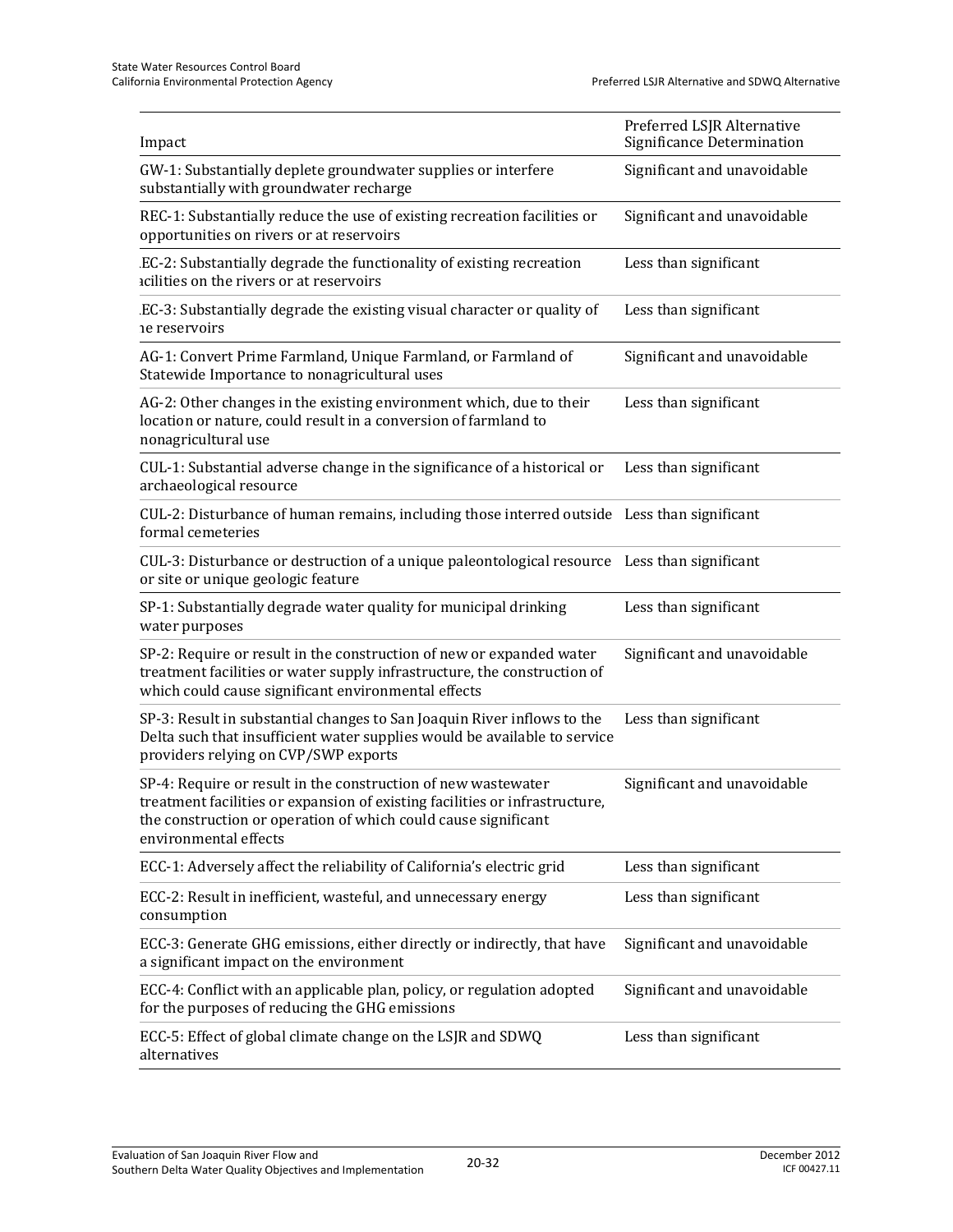| Impact | Preferred LSJR Alternative Significance Determination |
|---|---|
| GW-1: Substantially deplete groundwater supplies or interfere substantially with groundwater recharge | Significant and unavoidable |
| REC-1: Substantially reduce the use of existing recreation facilities or opportunities on rivers or at reservoirs | Significant and unavoidable |
| EC-2: Substantially degrade the functionality of existing recreation acilities on the rivers or at reservoirs | Less than significant |
| EC-3: Substantially degrade the existing visual character or quality of ne reservoirs | Less than significant |
| AG-1: Convert Prime Farmland, Unique Farmland, or Farmland of Statewide Importance to nonagricultural uses | Significant and unavoidable |
| AG-2: Other changes in the existing environment which, due to their location or nature, could result in a conversion of farmland to nonagricultural use | Less than significant |
| CUL-1: Substantial adverse change in the significance of a historical or archaeological resource | Less than significant |
| CUL-2: Disturbance of human remains, including those interred outside formal cemeteries | Less than significant |
| CUL-3: Disturbance or destruction of a unique paleontological resource or site or unique geologic feature | Less than significant |
| SP-1: Substantially degrade water quality for municipal drinking water purposes | Less than significant |
| SP-2: Require or result in the construction of new or expanded water treatment facilities or water supply infrastructure, the construction of which could cause significant environmental effects | Significant and unavoidable |
| SP-3: Result in substantial changes to San Joaquin River inflows to the Delta such that insufficient water supplies would be available to service providers relying on CVP/SWP exports | Less than significant |
| SP-4: Require or result in the construction of new wastewater treatment facilities or expansion of existing facilities or infrastructure, the construction or operation of which could cause significant environmental effects | Significant and unavoidable |
| ECC-1: Adversely affect the reliability of California's electric grid | Less than significant |
| ECC-2: Result in inefficient, wasteful, and unnecessary energy consumption | Less than significant |
| ECC-3: Generate GHG emissions, either directly or indirectly, that have a significant impact on the environment | Significant and unavoidable |
| ECC-4: Conflict with an applicable plan, policy, or regulation adopted for the purposes of reducing the GHG emissions | Significant and unavoidable |
| ECC-5: Effect of global climate change on the LSJR and SDWQ alternatives | Less than significant |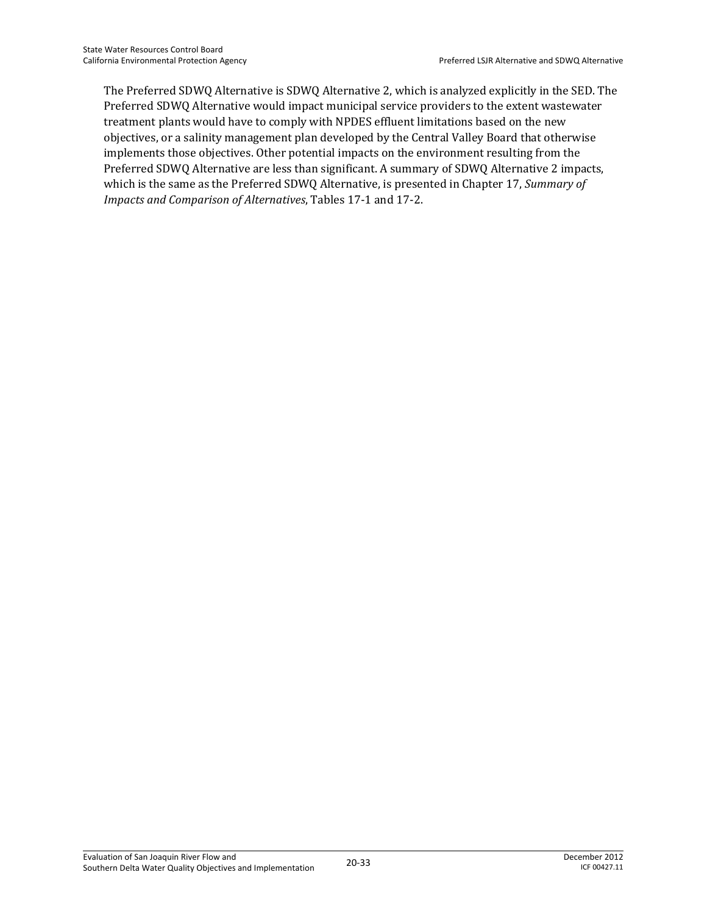The Preferred SDWQ Alternative is SDWQ Alternative 2, which is analyzed explicitly in the SED. The Preferred SDWQ Alternative would impact municipal service providers to the extent wastewater treatment plants would have to comply with NPDES effluent limitations based on the new objectives, or a salinity management plan developed by the Central Valley Board that otherwise implements those objectives. Other potential impacts on the environment resulting from the Preferred SDWQ Alternative are less than significant. A summary of SDWQ Alternative 2 impacts, which is the same as the Preferred SDWQ Alternative, is presented in Chapter 17, *Summary of Impacts and Comparison of Alternatives*, Tables 17-1 and 17-2.